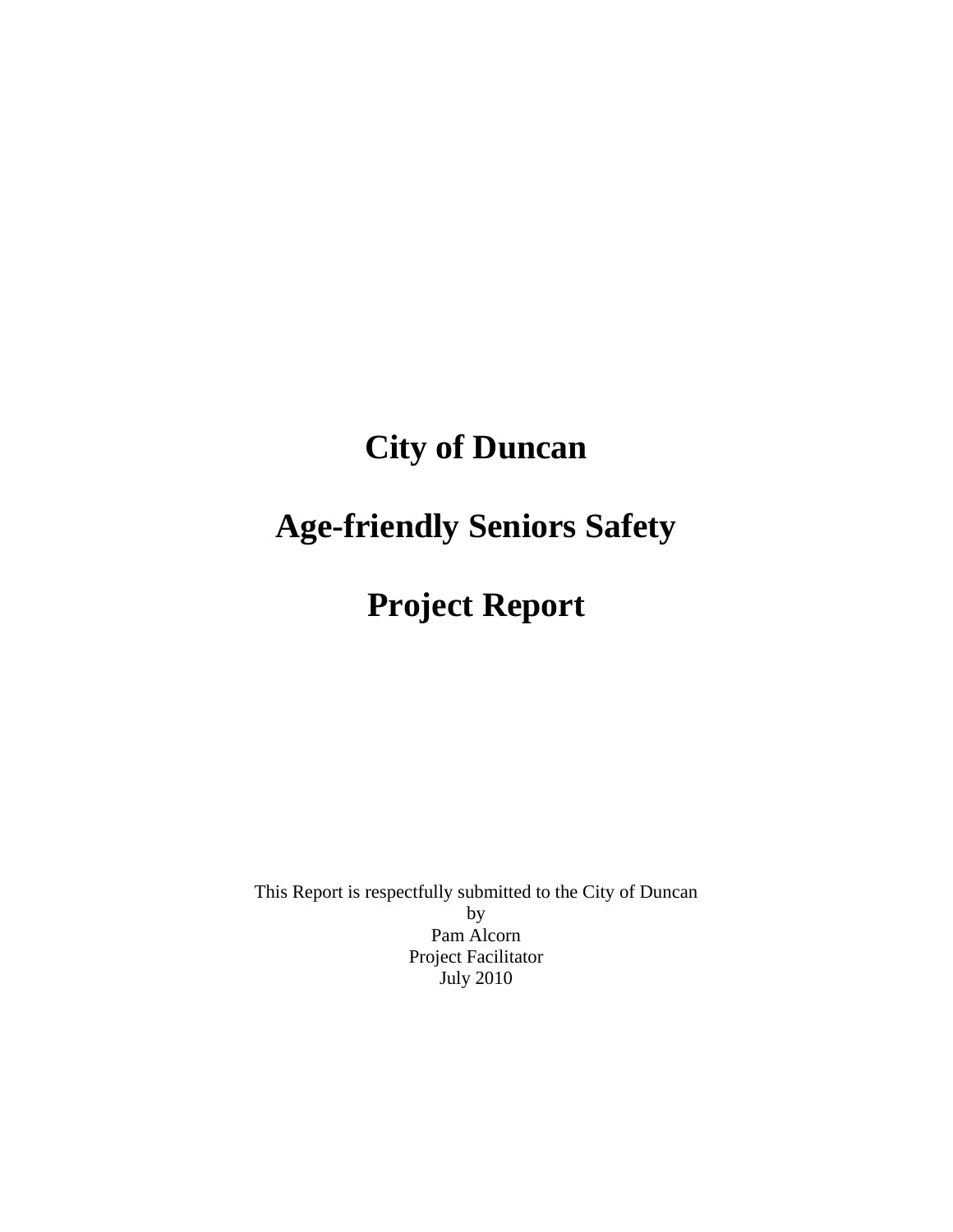# City of Duncan

# Age-friendly Seniors Safety

# Project Report

This Report is respectfully submitted to the City of Duncan
by
Pam Alcorn
Project Facilitator
July 2010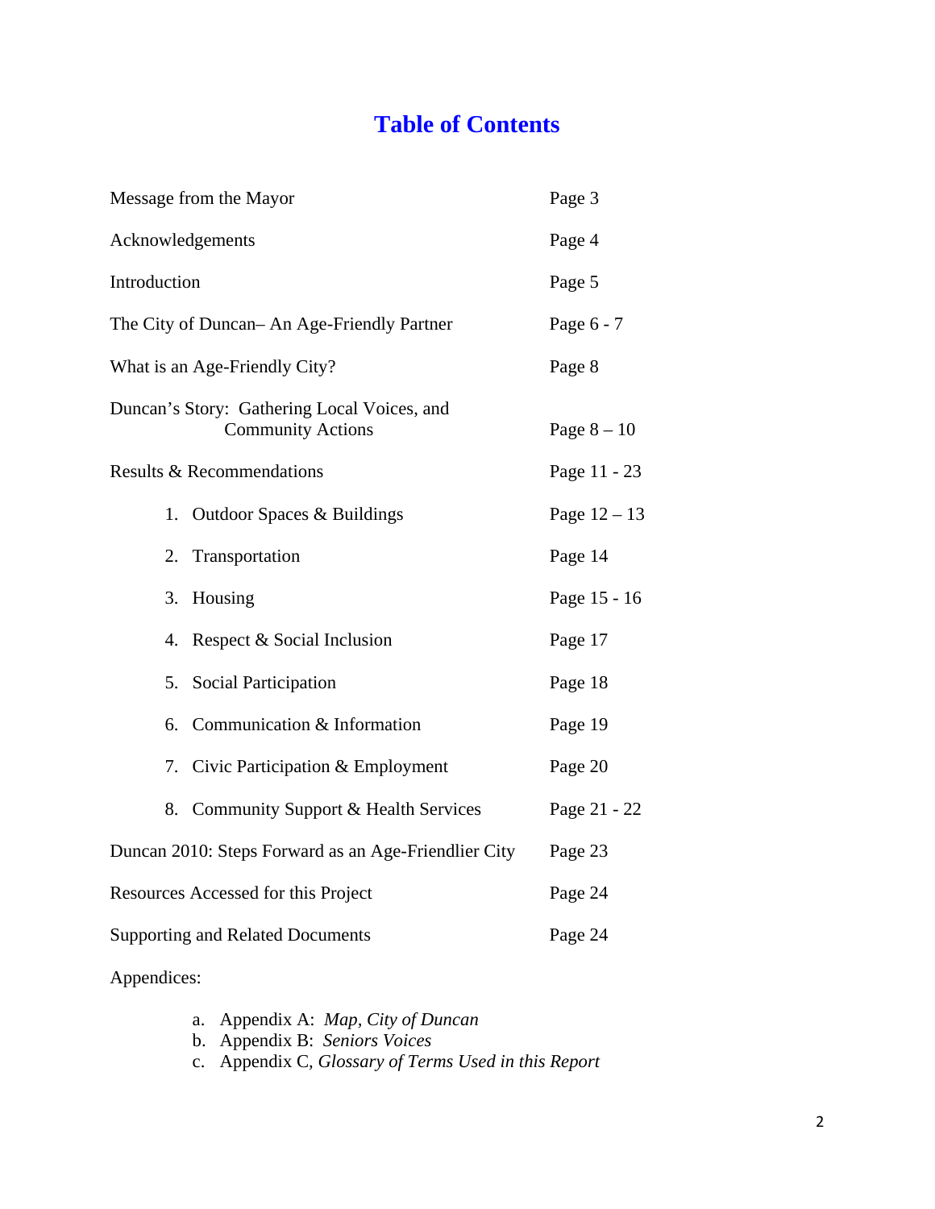# Table of Contents

| | |
|---|---|
| Message from the Mayor | Page 3 |
| Acknowledgements | Page 4 |
| Introduction | Page 5 |
| The City of Duncan– An Age-Friendly Partner | Page 6 - 7 |
| What is an Age-Friendly City? | Page 8 |
| Duncan's Story: Gathering Local Voices, and Community Actions | Page 8 – 10 |
| Results & Recommendations | Page 11 - 23 |
| 1. Outdoor Spaces & Buildings | Page 12 – 13 |
| 2. Transportation | Page 14 |
| 3. Housing | Page 15 - 16 |
| 4. Respect & Social Inclusion | Page 17 |
| 5. Social Participation | Page 18 |
| 6. Communication & Information | Page 19 |
| 7. Civic Participation & Employment | Page 20 |
| 8. Community Support & Health Services | Page 21 - 22 |
| Duncan 2010: Steps Forward as an Age-Friendlier City | Page 23 |
| Resources Accessed for this Project | Page 24 |
| Supporting and Related Documents | Page 24 |

Appendices:

a. Appendix A: *Map, City of Duncan*
b. Appendix B: *Seniors Voices*
c. Appendix C, *Glossary of Terms Used in this Report*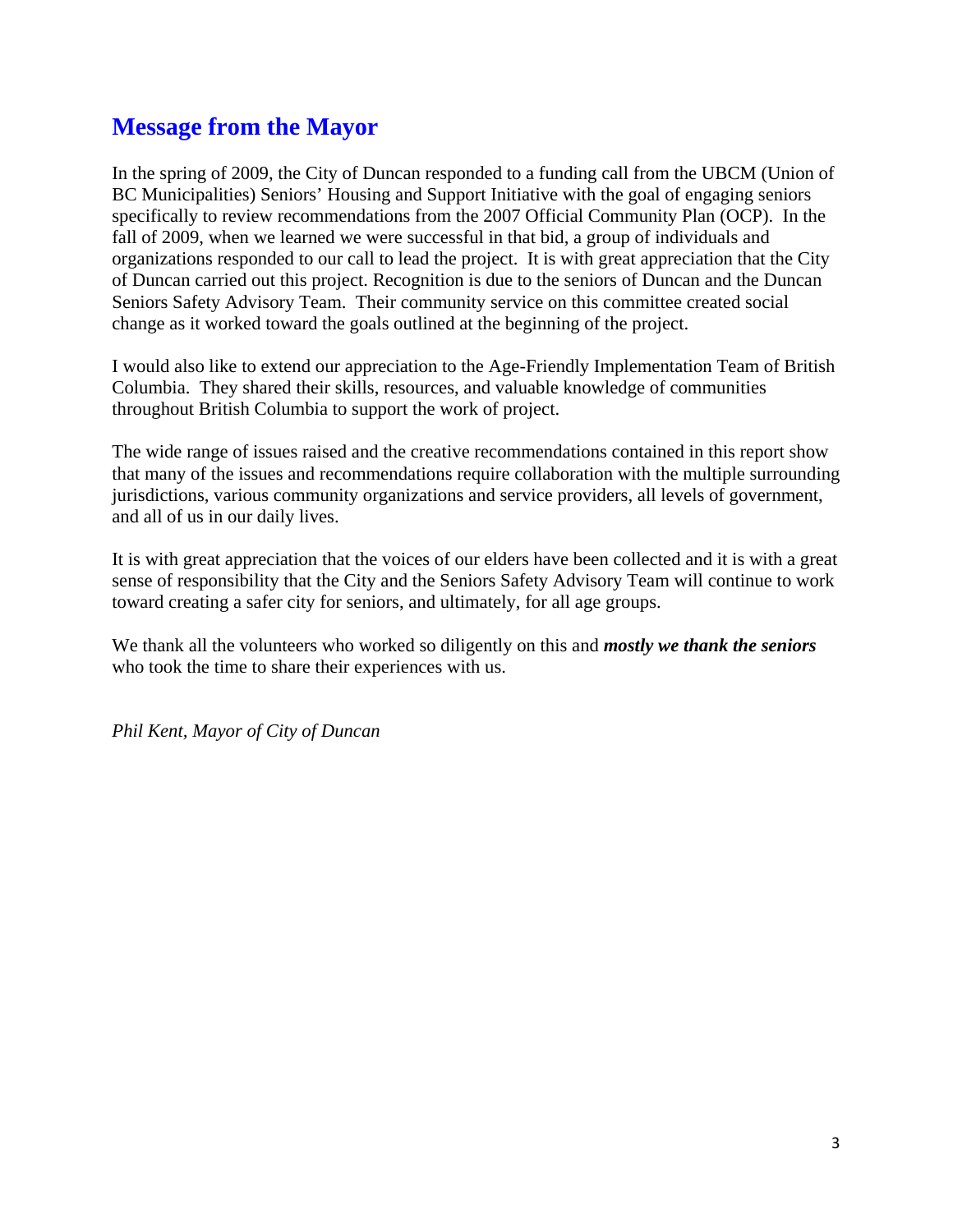## Message from the Mayor

In the spring of 2009, the City of Duncan responded to a funding call from the UBCM (Union of BC Municipalities) Seniors' Housing and Support Initiative with the goal of engaging seniors specifically to review recommendations from the 2007 Official Community Plan (OCP). In the fall of 2009, when we learned we were successful in that bid, a group of individuals and organizations responded to our call to lead the project. It is with great appreciation that the City of Duncan carried out this project. Recognition is due to the seniors of Duncan and the Duncan Seniors Safety Advisory Team. Their community service on this committee created social change as it worked toward the goals outlined at the beginning of the project.

I would also like to extend our appreciation to the Age-Friendly Implementation Team of British Columbia. They shared their skills, resources, and valuable knowledge of communities throughout British Columbia to support the work of project.

The wide range of issues raised and the creative recommendations contained in this report show that many of the issues and recommendations require collaboration with the multiple surrounding jurisdictions, various community organizations and service providers, all levels of government, and all of us in our daily lives.

It is with great appreciation that the voices of our elders have been collected and it is with a great sense of responsibility that the City and the Seniors Safety Advisory Team will continue to work toward creating a safer city for seniors, and ultimately, for all age groups.

We thank all the volunteers who worked so diligently on this and ***mostly we thank the seniors*** who took the time to share their experiences with us.

*Phil Kent, Mayor of City of Duncan*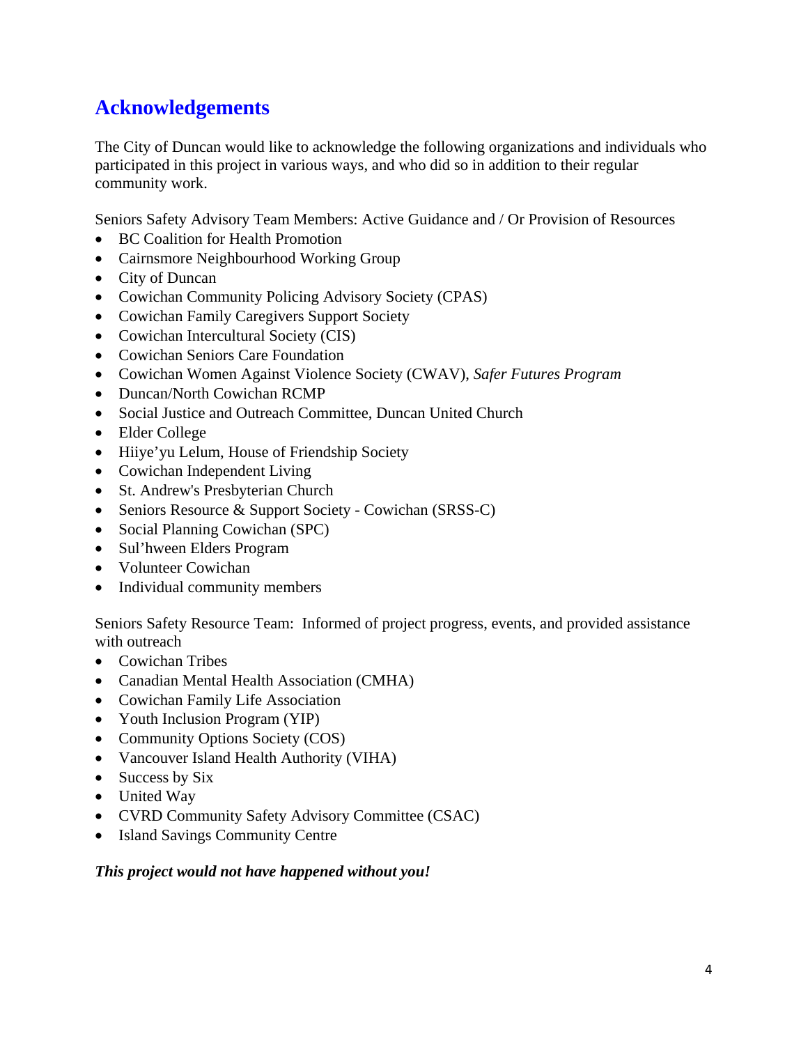## Acknowledgements

The City of Duncan would like to acknowledge the following organizations and individuals who participated in this project in various ways, and who did so in addition to their regular community work.

Seniors Safety Advisory Team Members: Active Guidance and / Or Provision of Resources

- BC Coalition for Health Promotion
- Cairnsmore Neighbourhood Working Group
- City of Duncan
- Cowichan Community Policing Advisory Society (CPAS)
- Cowichan Family Caregivers Support Society
- Cowichan Intercultural Society (CIS)
- Cowichan Seniors Care Foundation
- Cowichan Women Against Violence Society (CWAV), *Safer Futures Program*
- Duncan/North Cowichan RCMP
- Social Justice and Outreach Committee, Duncan United Church
- Elder College
- Hiiye'yu Lelum, House of Friendship Society
- Cowichan Independent Living
- St. Andrew's Presbyterian Church
- Seniors Resource & Support Society - Cowichan (SRSS-C)
- Social Planning Cowichan (SPC)
- Sul'hween Elders Program
- Volunteer Cowichan
- Individual community members

Seniors Safety Resource Team: Informed of project progress, events, and provided assistance with outreach

- Cowichan Tribes
- Canadian Mental Health Association (CMHA)
- Cowichan Family Life Association
- Youth Inclusion Program (YIP)
- Community Options Society (COS)
- Vancouver Island Health Authority (VIHA)
- Success by Six
- United Way
- CVRD Community Safety Advisory Committee (CSAC)
- Island Savings Community Centre

***This project would not have happened without you!***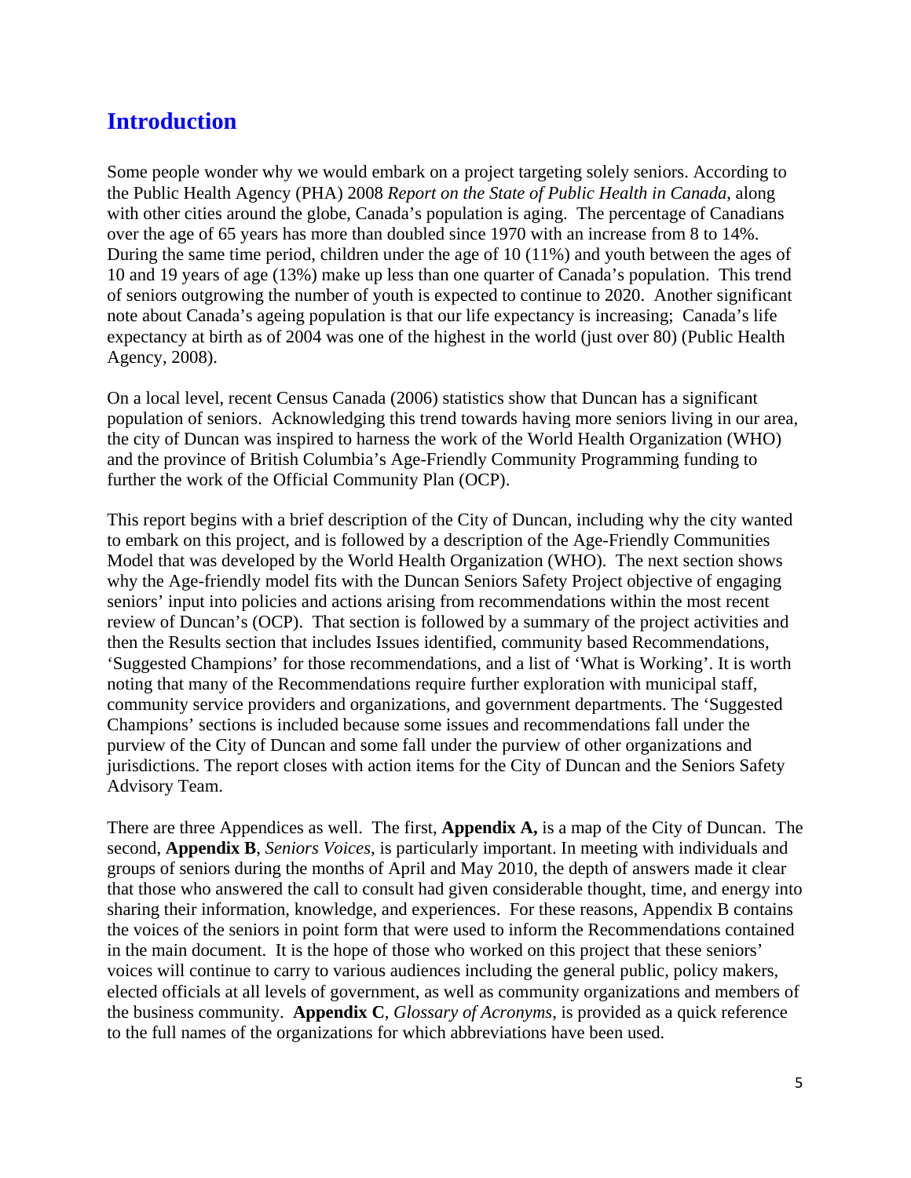## Introduction

Some people wonder why we would embark on a project targeting solely seniors. According to the Public Health Agency (PHA) 2008 *Report on the State of Public Health in Canada*, along with other cities around the globe, Canada's population is aging. The percentage of Canadians over the age of 65 years has more than doubled since 1970 with an increase from 8 to 14%. During the same time period, children under the age of 10 (11%) and youth between the ages of 10 and 19 years of age (13%) make up less than one quarter of Canada's population. This trend of seniors outgrowing the number of youth is expected to continue to 2020. Another significant note about Canada's ageing population is that our life expectancy is increasing; Canada's life expectancy at birth as of 2004 was one of the highest in the world (just over 80) (Public Health Agency, 2008).

On a local level, recent Census Canada (2006) statistics show that Duncan has a significant population of seniors. Acknowledging this trend towards having more seniors living in our area, the city of Duncan was inspired to harness the work of the World Health Organization (WHO) and the province of British Columbia's Age-Friendly Community Programming funding to further the work of the Official Community Plan (OCP).

This report begins with a brief description of the City of Duncan, including why the city wanted to embark on this project, and is followed by a description of the Age-Friendly Communities Model that was developed by the World Health Organization (WHO). The next section shows why the Age-friendly model fits with the Duncan Seniors Safety Project objective of engaging seniors' input into policies and actions arising from recommendations within the most recent review of Duncan's (OCP). That section is followed by a summary of the project activities and then the Results section that includes Issues identified, community based Recommendations, 'Suggested Champions' for those recommendations, and a list of 'What is Working'. It is worth noting that many of the Recommendations require further exploration with municipal staff, community service providers and organizations, and government departments. The 'Suggested Champions' sections is included because some issues and recommendations fall under the purview of the City of Duncan and some fall under the purview of other organizations and jurisdictions. The report closes with action items for the City of Duncan and the Seniors Safety Advisory Team.

There are three Appendices as well. The first, **Appendix A,** is a map of the City of Duncan. The second, **Appendix B**, *Seniors Voices*, is particularly important. In meeting with individuals and groups of seniors during the months of April and May 2010, the depth of answers made it clear that those who answered the call to consult had given considerable thought, time, and energy into sharing their information, knowledge, and experiences. For these reasons, Appendix B contains the voices of the seniors in point form that were used to inform the Recommendations contained in the main document. It is the hope of those who worked on this project that these seniors' voices will continue to carry to various audiences including the general public, policy makers, elected officials at all levels of government, as well as community organizations and members of the business community. **Appendix C**, *Glossary of Acronyms*, is provided as a quick reference to the full names of the organizations for which abbreviations have been used.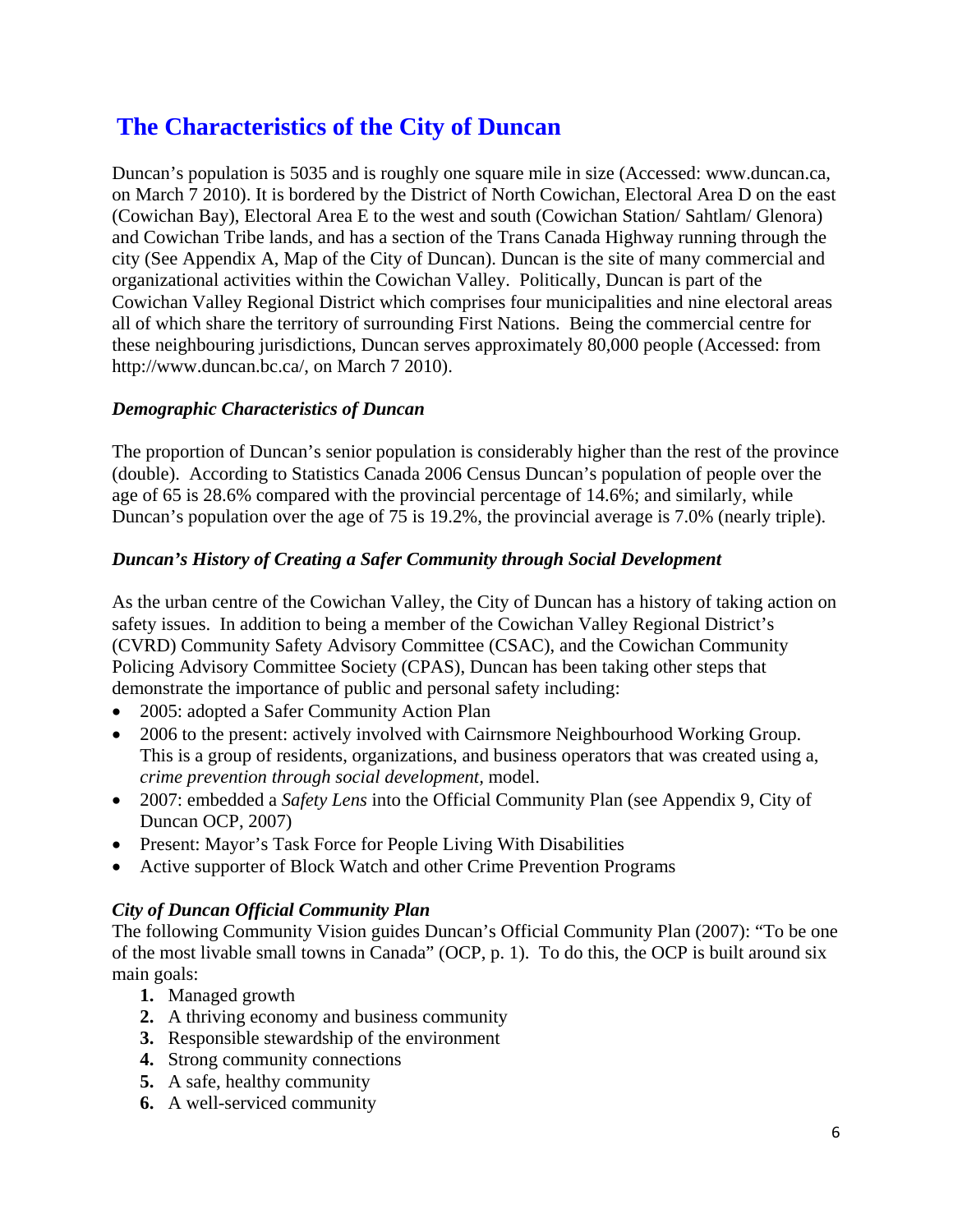# The Characteristics of the City of Duncan

Duncan's population is 5035 and is roughly one square mile in size (Accessed: www.duncan.ca, on March 7 2010). It is bordered by the District of North Cowichan, Electoral Area D on the east (Cowichan Bay), Electoral Area E to the west and south (Cowichan Station/ Sahtlam/ Glenora) and Cowichan Tribe lands, and has a section of the Trans Canada Highway running through the city (See Appendix A, Map of the City of Duncan). Duncan is the site of many commercial and organizational activities within the Cowichan Valley. Politically, Duncan is part of the Cowichan Valley Regional District which comprises four municipalities and nine electoral areas all of which share the territory of surrounding First Nations. Being the commercial centre for these neighbouring jurisdictions, Duncan serves approximately 80,000 people (Accessed: from http://www.duncan.bc.ca/, on March 7 2010).

### *Demographic Characteristics of Duncan*

The proportion of Duncan's senior population is considerably higher than the rest of the province (double). According to Statistics Canada 2006 Census Duncan's population of people over the age of 65 is 28.6% compared with the provincial percentage of 14.6%; and similarly, while Duncan's population over the age of 75 is 19.2%, the provincial average is 7.0% (nearly triple).

### *Duncan's History of Creating a Safer Community through Social Development*

As the urban centre of the Cowichan Valley, the City of Duncan has a history of taking action on safety issues. In addition to being a member of the Cowichan Valley Regional District's (CVRD) Community Safety Advisory Committee (CSAC), and the Cowichan Community Policing Advisory Committee Society (CPAS), Duncan has been taking other steps that demonstrate the importance of public and personal safety including:

- 2005: adopted a Safer Community Action Plan
- 2006 to the present: actively involved with Cairnsmore Neighbourhood Working Group. This is a group of residents, organizations, and business operators that was created using a, *crime prevention through social development*, model.
- 2007: embedded a *Safety Lens* into the Official Community Plan (see Appendix 9, City of Duncan OCP, 2007)
- Present: Mayor's Task Force for People Living With Disabilities
- Active supporter of Block Watch and other Crime Prevention Programs

### *City of Duncan Official Community Plan*

The following Community Vision guides Duncan's Official Community Plan (2007): "To be one of the most livable small towns in Canada" (OCP, p. 1). To do this, the OCP is built around six main goals:

1. Managed growth
2. A thriving economy and business community
3. Responsible stewardship of the environment
4. Strong community connections
5. A safe, healthy community
6. A well-serviced community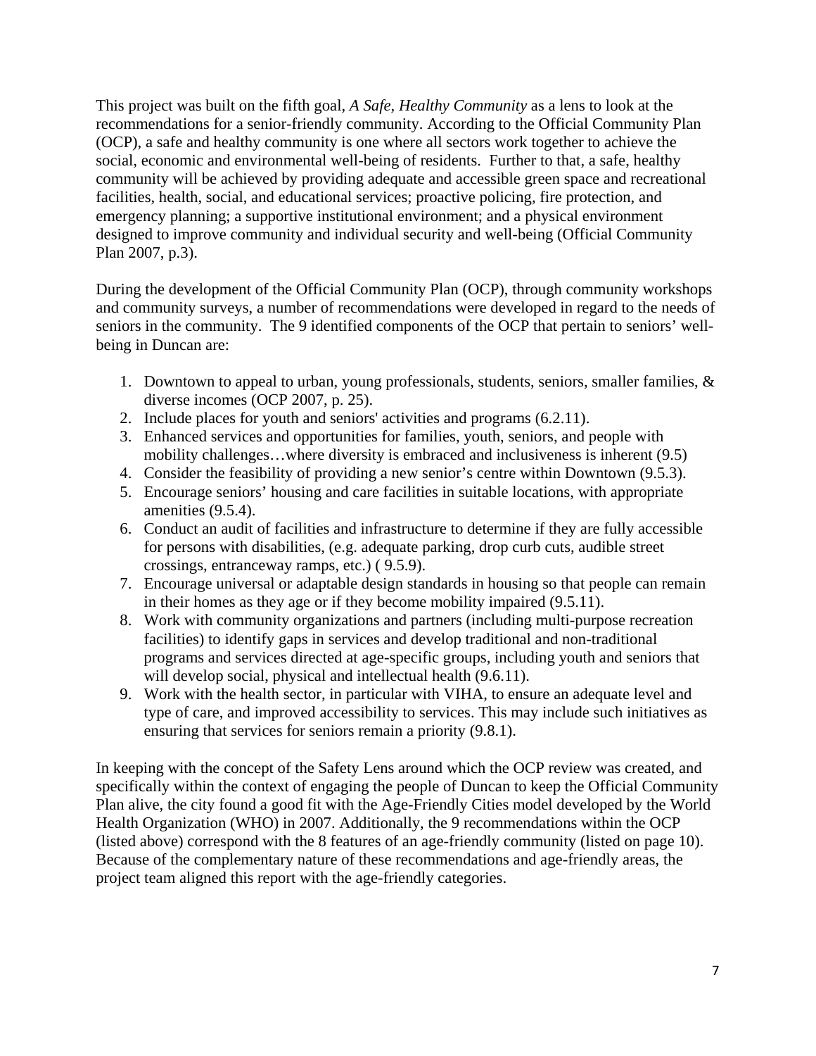This project was built on the fifth goal, *A Safe, Healthy Community* as a lens to look at the recommendations for a senior-friendly community. According to the Official Community Plan (OCP), a safe and healthy community is one where all sectors work together to achieve the social, economic and environmental well-being of residents. Further to that, a safe, healthy community will be achieved by providing adequate and accessible green space and recreational facilities, health, social, and educational services; proactive policing, fire protection, and emergency planning; a supportive institutional environment; and a physical environment designed to improve community and individual security and well-being (Official Community Plan 2007, p.3).

During the development of the Official Community Plan (OCP), through community workshops and community surveys, a number of recommendations were developed in regard to the needs of seniors in the community. The 9 identified components of the OCP that pertain to seniors' well-being in Duncan are:

1. Downtown to appeal to urban, young professionals, students, seniors, smaller families, & diverse incomes (OCP 2007, p. 25).
2. Include places for youth and seniors' activities and programs (6.2.11).
3. Enhanced services and opportunities for families, youth, seniors, and people with mobility challenges…where diversity is embraced and inclusiveness is inherent (9.5)
4. Consider the feasibility of providing a new senior's centre within Downtown (9.5.3).
5. Encourage seniors' housing and care facilities in suitable locations, with appropriate amenities (9.5.4).
6. Conduct an audit of facilities and infrastructure to determine if they are fully accessible for persons with disabilities, (e.g. adequate parking, drop curb cuts, audible street crossings, entranceway ramps, etc.) ( 9.5.9).
7. Encourage universal or adaptable design standards in housing so that people can remain in their homes as they age or if they become mobility impaired (9.5.11).
8. Work with community organizations and partners (including multi-purpose recreation facilities) to identify gaps in services and develop traditional and non-traditional programs and services directed at age-specific groups, including youth and seniors that will develop social, physical and intellectual health (9.6.11).
9. Work with the health sector, in particular with VIHA, to ensure an adequate level and type of care, and improved accessibility to services. This may include such initiatives as ensuring that services for seniors remain a priority (9.8.1).

In keeping with the concept of the Safety Lens around which the OCP review was created, and specifically within the context of engaging the people of Duncan to keep the Official Community Plan alive, the city found a good fit with the Age-Friendly Cities model developed by the World Health Organization (WHO) in 2007. Additionally, the 9 recommendations within the OCP (listed above) correspond with the 8 features of an age-friendly community (listed on page 10). Because of the complementary nature of these recommendations and age-friendly areas, the project team aligned this report with the age-friendly categories.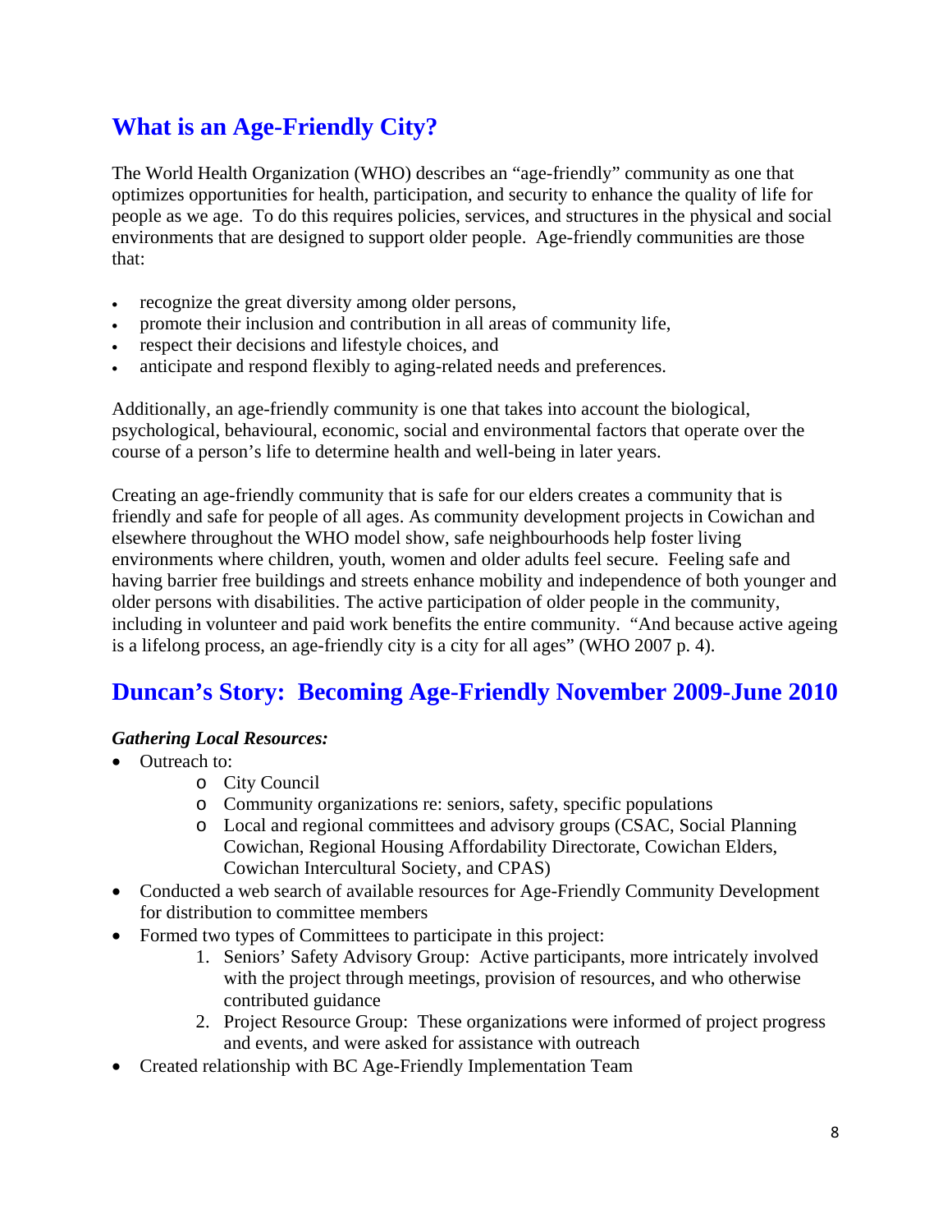## What is an Age-Friendly City?

The World Health Organization (WHO) describes an "age-friendly" community as one that optimizes opportunities for health, participation, and security to enhance the quality of life for people as we age. To do this requires policies, services, and structures in the physical and social environments that are designed to support older people. Age-friendly communities are those that:

- recognize the great diversity among older persons,
- promote their inclusion and contribution in all areas of community life,
- respect their decisions and lifestyle choices, and
- anticipate and respond flexibly to aging-related needs and preferences.

Additionally, an age-friendly community is one that takes into account the biological, psychological, behavioural, economic, social and environmental factors that operate over the course of a person's life to determine health and well-being in later years.

Creating an age-friendly community that is safe for our elders creates a community that is friendly and safe for people of all ages. As community development projects in Cowichan and elsewhere throughout the WHO model show, safe neighbourhoods help foster living environments where children, youth, women and older adults feel secure. Feeling safe and having barrier free buildings and streets enhance mobility and independence of both younger and older persons with disabilities. The active participation of older people in the community, including in volunteer and paid work benefits the entire community. "And because active ageing is a lifelong process, an age-friendly city is a city for all ages" (WHO 2007 p. 4).

## Duncan's Story: Becoming Age-Friendly November 2009-June 2010

***Gathering Local Resources:***

- Outreach to:
  - City Council
  - Community organizations re: seniors, safety, specific populations
  - Local and regional committees and advisory groups (CSAC, Social Planning Cowichan, Regional Housing Affordability Directorate, Cowichan Elders, Cowichan Intercultural Society, and CPAS)
- Conducted a web search of available resources for Age-Friendly Community Development for distribution to committee members
- Formed two types of Committees to participate in this project:
  1. Seniors' Safety Advisory Group: Active participants, more intricately involved with the project through meetings, provision of resources, and who otherwise contributed guidance
  2. Project Resource Group: These organizations were informed of project progress and events, and were asked for assistance with outreach
- Created relationship with BC Age-Friendly Implementation Team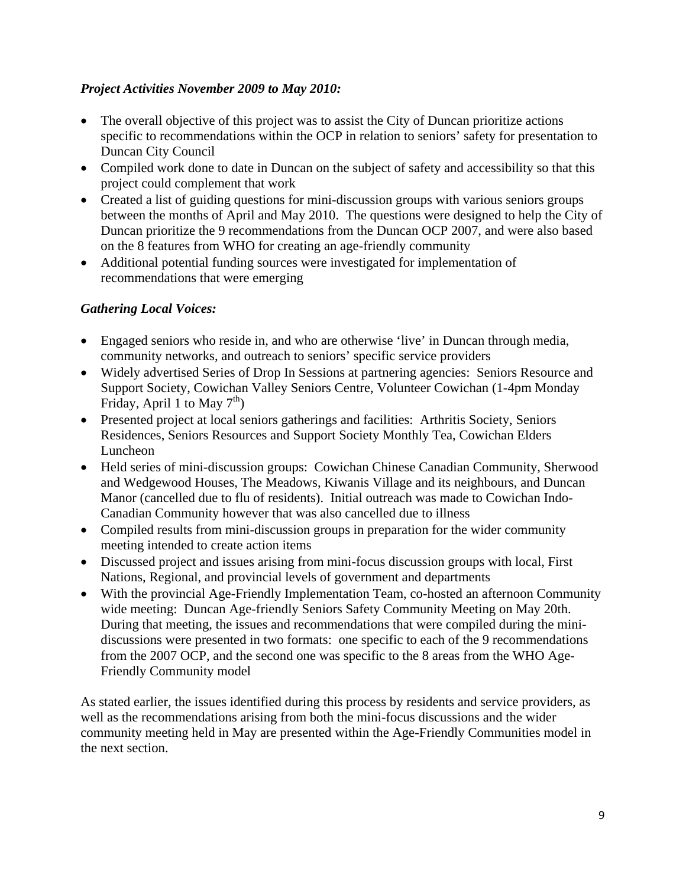*Project Activities November 2009 to May 2010:*

- The overall objective of this project was to assist the City of Duncan prioritize actions specific to recommendations within the OCP in relation to seniors' safety for presentation to Duncan City Council
- Compiled work done to date in Duncan on the subject of safety and accessibility so that this project could complement that work
- Created a list of guiding questions for mini-discussion groups with various seniors groups between the months of April and May 2010. The questions were designed to help the City of Duncan prioritize the 9 recommendations from the Duncan OCP 2007, and were also based on the 8 features from WHO for creating an age-friendly community
- Additional potential funding sources were investigated for implementation of recommendations that were emerging

*Gathering Local Voices:*

- Engaged seniors who reside in, and who are otherwise 'live' in Duncan through media, community networks, and outreach to seniors' specific service providers
- Widely advertised Series of Drop In Sessions at partnering agencies: Seniors Resource and Support Society, Cowichan Valley Seniors Centre, Volunteer Cowichan (1-4pm Monday Friday, April 1 to May 7th)
- Presented project at local seniors gatherings and facilities: Arthritis Society, Seniors Residences, Seniors Resources and Support Society Monthly Tea, Cowichan Elders Luncheon
- Held series of mini-discussion groups: Cowichan Chinese Canadian Community, Sherwood and Wedgewood Houses, The Meadows, Kiwanis Village and its neighbours, and Duncan Manor (cancelled due to flu of residents). Initial outreach was made to Cowichan Indo-Canadian Community however that was also cancelled due to illness
- Compiled results from mini-discussion groups in preparation for the wider community meeting intended to create action items
- Discussed project and issues arising from mini-focus discussion groups with local, First Nations, Regional, and provincial levels of government and departments
- With the provincial Age-Friendly Implementation Team, co-hosted an afternoon Community wide meeting: Duncan Age-friendly Seniors Safety Community Meeting on May 20th. During that meeting, the issues and recommendations that were compiled during the mini-discussions were presented in two formats: one specific to each of the 9 recommendations from the 2007 OCP, and the second one was specific to the 8 areas from the WHO Age-Friendly Community model

As stated earlier, the issues identified during this process by residents and service providers, as well as the recommendations arising from both the mini-focus discussions and the wider community meeting held in May are presented within the Age-Friendly Communities model in the next section.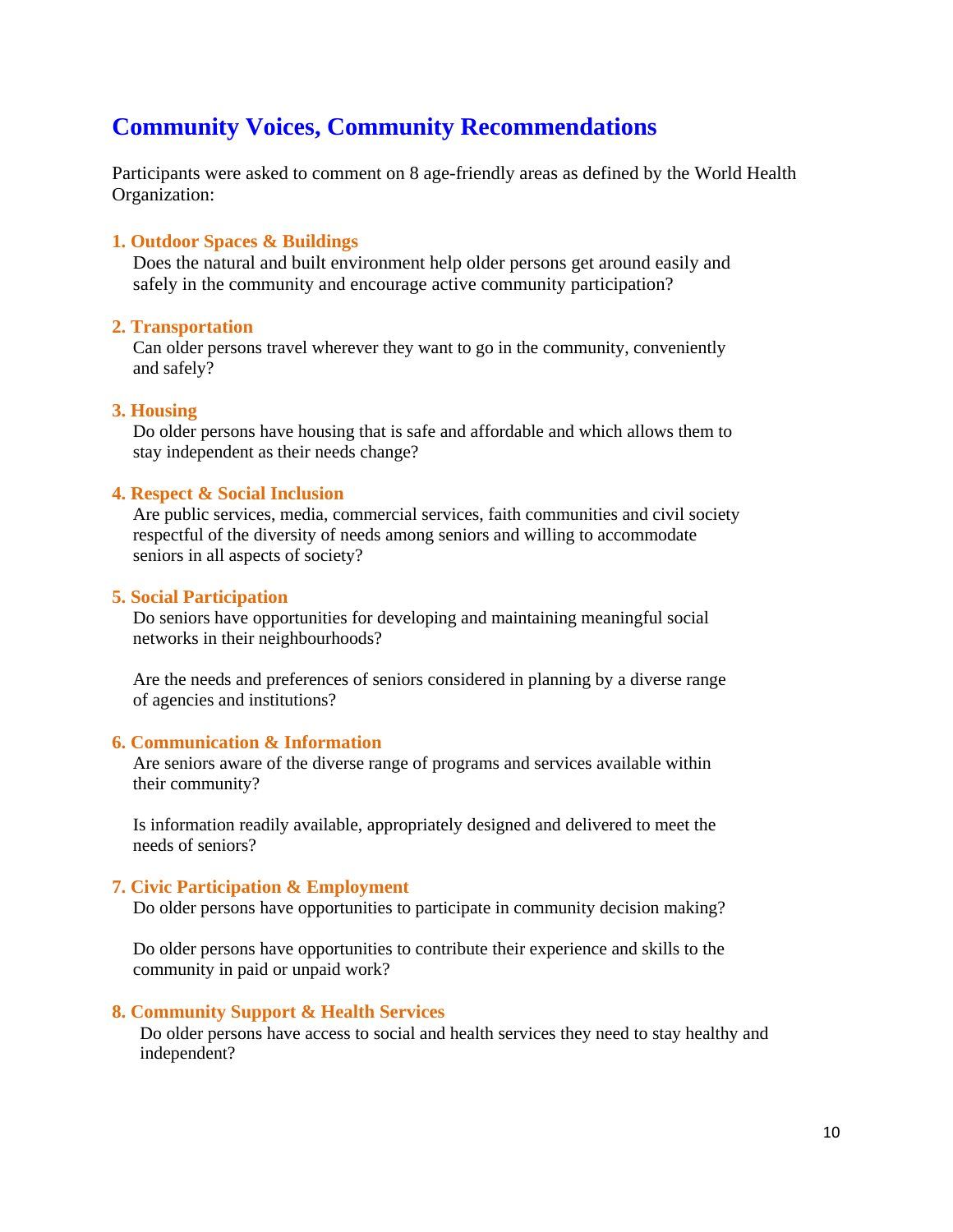# Community Voices, Community Recommendations

Participants were asked to comment on 8 age-friendly areas as defined by the World Health Organization:

### 1. Outdoor Spaces & Buildings

Does the natural and built environment help older persons get around easily and safely in the community and encourage active community participation?

### 2. Transportation

Can older persons travel wherever they want to go in the community, conveniently and safely?

### 3. Housing

Do older persons have housing that is safe and affordable and which allows them to stay independent as their needs change?

### 4. Respect & Social Inclusion

Are public services, media, commercial services, faith communities and civil society respectful of the diversity of needs among seniors and willing to accommodate seniors in all aspects of society?

### 5. Social Participation

Do seniors have opportunities for developing and maintaining meaningful social networks in their neighbourhoods?

Are the needs and preferences of seniors considered in planning by a diverse range of agencies and institutions?

### 6. Communication & Information

Are seniors aware of the diverse range of programs and services available within their community?

Is information readily available, appropriately designed and delivered to meet the needs of seniors?

### 7. Civic Participation & Employment

Do older persons have opportunities to participate in community decision making?

Do older persons have opportunities to contribute their experience and skills to the community in paid or unpaid work?

### 8. Community Support & Health Services

Do older persons have access to social and health services they need to stay healthy and independent?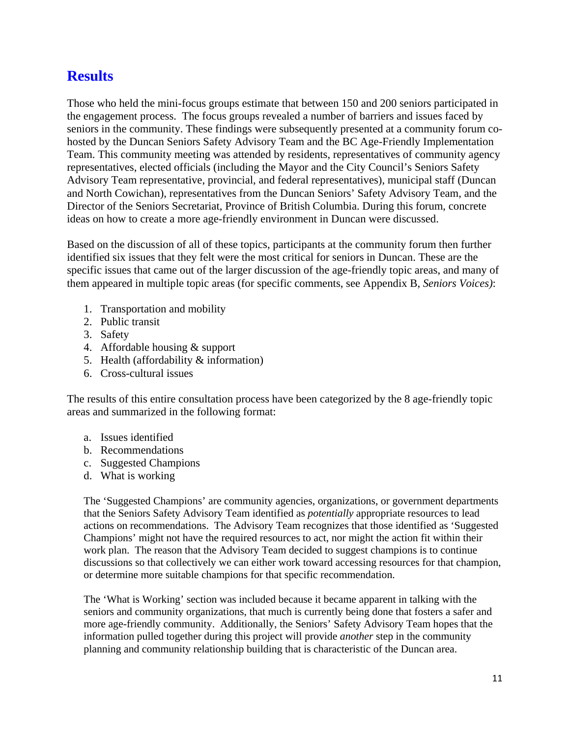## Results

Those who held the mini-focus groups estimate that between 150 and 200 seniors participated in the engagement process. The focus groups revealed a number of barriers and issues faced by seniors in the community. These findings were subsequently presented at a community forum co-hosted by the Duncan Seniors Safety Advisory Team and the BC Age-Friendly Implementation Team. This community meeting was attended by residents, representatives of community agency representatives, elected officials (including the Mayor and the City Council's Seniors Safety Advisory Team representative, provincial, and federal representatives), municipal staff (Duncan and North Cowichan), representatives from the Duncan Seniors' Safety Advisory Team, and the Director of the Seniors Secretariat, Province of British Columbia. During this forum, concrete ideas on how to create a more age-friendly environment in Duncan were discussed.

Based on the discussion of all of these topics, participants at the community forum then further identified six issues that they felt were the most critical for seniors in Duncan. These are the specific issues that came out of the larger discussion of the age-friendly topic areas, and many of them appeared in multiple topic areas (for specific comments, see Appendix B, *Seniors Voices)*:

1. Transportation and mobility
2. Public transit
3. Safety
4. Affordable housing & support
5. Health (affordability & information)
6. Cross-cultural issues

The results of this entire consultation process have been categorized by the 8 age-friendly topic areas and summarized in the following format:

a. Issues identified
b. Recommendations
c. Suggested Champions
d. What is working

The 'Suggested Champions' are community agencies, organizations, or government departments that the Seniors Safety Advisory Team identified as *potentially* appropriate resources to lead actions on recommendations. The Advisory Team recognizes that those identified as 'Suggested Champions' might not have the required resources to act, nor might the action fit within their work plan. The reason that the Advisory Team decided to suggest champions is to continue discussions so that collectively we can either work toward accessing resources for that champion, or determine more suitable champions for that specific recommendation.

The 'What is Working' section was included because it became apparent in talking with the seniors and community organizations, that much is currently being done that fosters a safer and more age-friendly community. Additionally, the Seniors' Safety Advisory Team hopes that the information pulled together during this project will provide *another* step in the community planning and community relationship building that is characteristic of the Duncan area.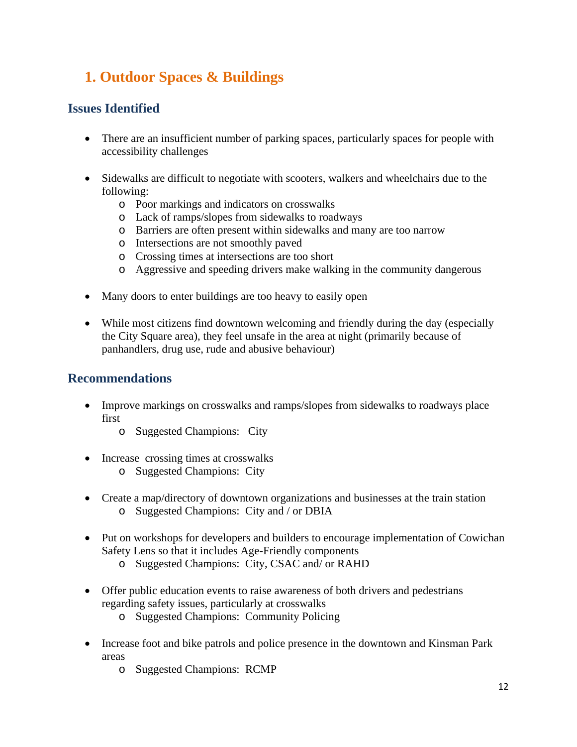# 1. Outdoor Spaces & Buildings

## Issues Identified

- There are an insufficient number of parking spaces, particularly spaces for people with accessibility challenges

- Sidewalks are difficult to negotiate with scooters, walkers and wheelchairs due to the following:
  - Poor markings and indicators on crosswalks
  - Lack of ramps/slopes from sidewalks to roadways
  - Barriers are often present within sidewalks and many are too narrow
  - Intersections are not smoothly paved
  - Crossing times at intersections are too short
  - Aggressive and speeding drivers make walking in the community dangerous

- Many doors to enter buildings are too heavy to easily open

- While most citizens find downtown welcoming and friendly during the day (especially the City Square area), they feel unsafe in the area at night (primarily because of panhandlers, drug use, rude and abusive behaviour)

## Recommendations

- Improve markings on crosswalks and ramps/slopes from sidewalks to roadways place first
  - Suggested Champions: City

- Increase crossing times at crosswalks
  - Suggested Champions: City

- Create a map/directory of downtown organizations and businesses at the train station
  - Suggested Champions: City and / or DBIA

- Put on workshops for developers and builders to encourage implementation of Cowichan Safety Lens so that it includes Age-Friendly components
  - Suggested Champions: City, CSAC and/ or RAHD

- Offer public education events to raise awareness of both drivers and pedestrians regarding safety issues, particularly at crosswalks
  - Suggested Champions: Community Policing

- Increase foot and bike patrols and police presence in the downtown and Kinsman Park areas
  - Suggested Champions: RCMP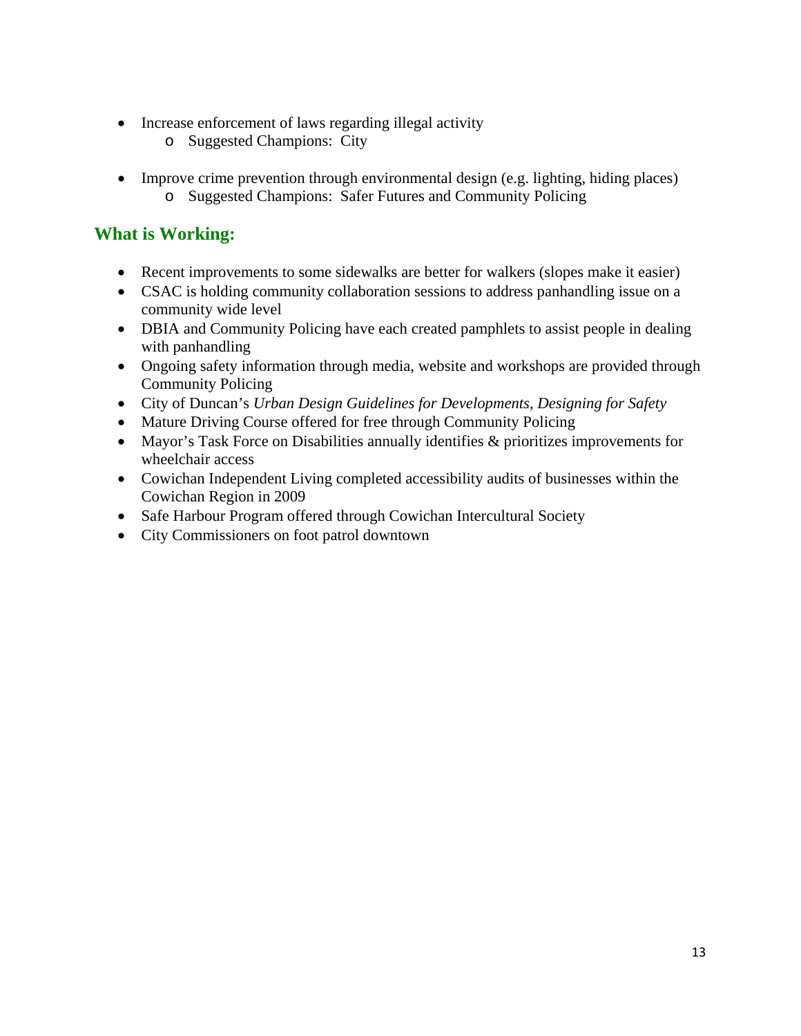- Increase enforcement of laws regarding illegal activity
  - Suggested Champions: City

- Improve crime prevention through environmental design (e.g. lighting, hiding places)
  - Suggested Champions: Safer Futures and Community Policing

## What is Working:

- Recent improvements to some sidewalks are better for walkers (slopes make it easier)
- CSAC is holding community collaboration sessions to address panhandling issue on a community wide level
- DBIA and Community Policing have each created pamphlets to assist people in dealing with panhandling
- Ongoing safety information through media, website and workshops are provided through Community Policing
- City of Duncan's *Urban Design Guidelines for Developments, Designing for Safety*
- Mature Driving Course offered for free through Community Policing
- Mayor's Task Force on Disabilities annually identifies & prioritizes improvements for wheelchair access
- Cowichan Independent Living completed accessibility audits of businesses within the Cowichan Region in 2009
- Safe Harbour Program offered through Cowichan Intercultural Society
- City Commissioners on foot patrol downtown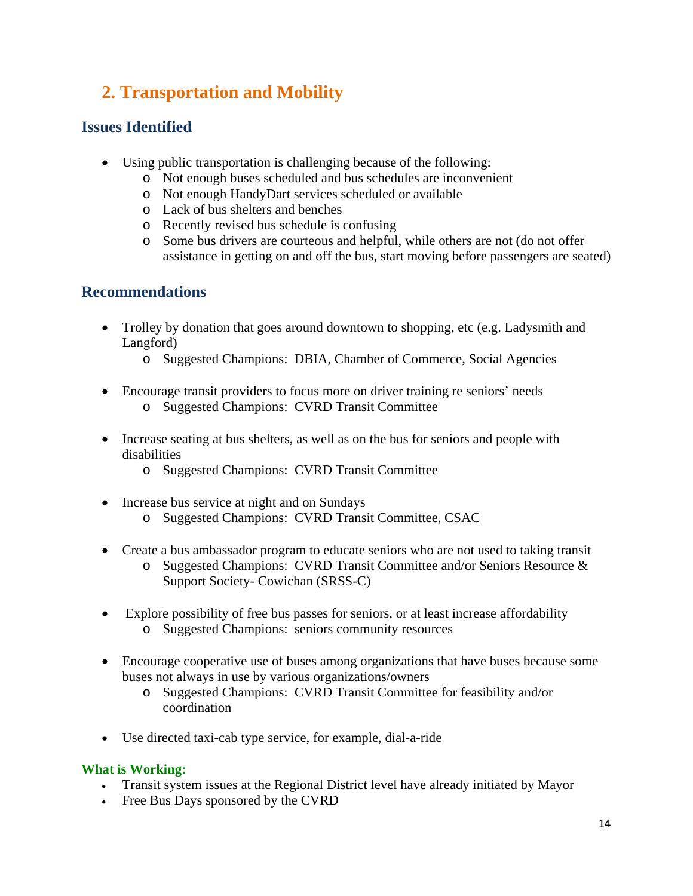## 2. Transportation and Mobility

### Issues Identified

- Using public transportation is challenging because of the following:
  - Not enough buses scheduled and bus schedules are inconvenient
  - Not enough HandyDart services scheduled or available
  - Lack of bus shelters and benches
  - Recently revised bus schedule is confusing
  - Some bus drivers are courteous and helpful, while others are not (do not offer assistance in getting on and off the bus, start moving before passengers are seated)

### Recommendations

- Trolley by donation that goes around downtown to shopping, etc (e.g. Ladysmith and Langford)
  - Suggested Champions: DBIA, Chamber of Commerce, Social Agencies

- Encourage transit providers to focus more on driver training re seniors' needs
  - Suggested Champions: CVRD Transit Committee

- Increase seating at bus shelters, as well as on the bus for seniors and people with disabilities
  - Suggested Champions: CVRD Transit Committee

- Increase bus service at night and on Sundays
  - Suggested Champions: CVRD Transit Committee, CSAC

- Create a bus ambassador program to educate seniors who are not used to taking transit
  - Suggested Champions: CVRD Transit Committee and/or Seniors Resource & Support Society- Cowichan (SRSS-C)

- Explore possibility of free bus passes for seniors, or at least increase affordability
  - Suggested Champions: seniors community resources

- Encourage cooperative use of buses among organizations that have buses because some buses not always in use by various organizations/owners
  - Suggested Champions: CVRD Transit Committee for feasibility and/or coordination

- Use directed taxi-cab type service, for example, dial-a-ride

**What is Working:**

- Transit system issues at the Regional District level have already initiated by Mayor
- Free Bus Days sponsored by the CVRD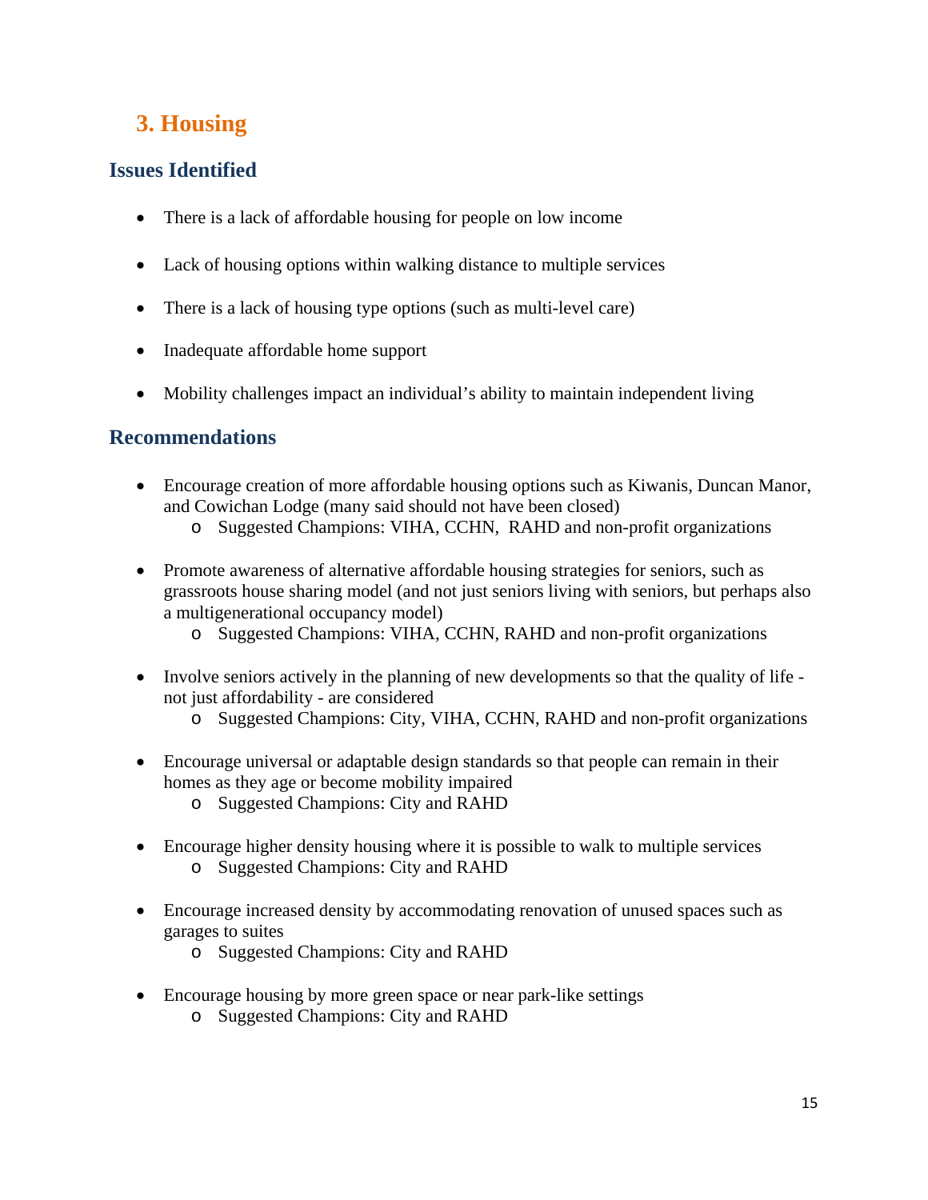## 3. Housing

### Issues Identified

- There is a lack of affordable housing for people on low income
- Lack of housing options within walking distance to multiple services
- There is a lack of housing type options (such as multi-level care)
- Inadequate affordable home support
- Mobility challenges impact an individual's ability to maintain independent living

### Recommendations

- Encourage creation of more affordable housing options such as Kiwanis, Duncan Manor, and Cowichan Lodge (many said should not have been closed)
  - Suggested Champions: VIHA, CCHN, RAHD and non-profit organizations
- Promote awareness of alternative affordable housing strategies for seniors, such as grassroots house sharing model (and not just seniors living with seniors, but perhaps also a multigenerational occupancy model)
  - Suggested Champions: VIHA, CCHN, RAHD and non-profit organizations
- Involve seniors actively in the planning of new developments so that the quality of life - not just affordability - are considered
  - Suggested Champions: City, VIHA, CCHN, RAHD and non-profit organizations
- Encourage universal or adaptable design standards so that people can remain in their homes as they age or become mobility impaired
  - Suggested Champions: City and RAHD
- Encourage higher density housing where it is possible to walk to multiple services
  - Suggested Champions: City and RAHD
- Encourage increased density by accommodating renovation of unused spaces such as garages to suites
  - Suggested Champions: City and RAHD
- Encourage housing by more green space or near park-like settings
  - Suggested Champions: City and RAHD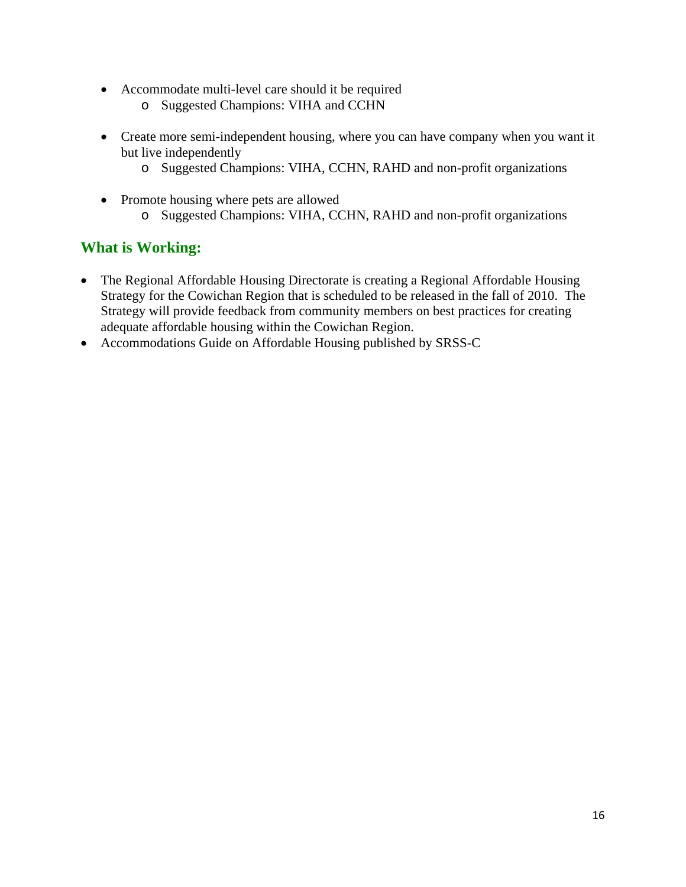- Accommodate multi-level care should it be required
    - Suggested Champions: VIHA and CCHN

- Create more semi-independent housing, where you can have company when you want it but live independently
    - Suggested Champions: VIHA, CCHN, RAHD and non-profit organizations

- Promote housing where pets are allowed
    - Suggested Champions: VIHA, CCHN, RAHD and non-profit organizations

## What is Working:

- The Regional Affordable Housing Directorate is creating a Regional Affordable Housing Strategy for the Cowichan Region that is scheduled to be released in the fall of 2010. The Strategy will provide feedback from community members on best practices for creating adequate affordable housing within the Cowichan Region.
- Accommodations Guide on Affordable Housing published by SRSS-C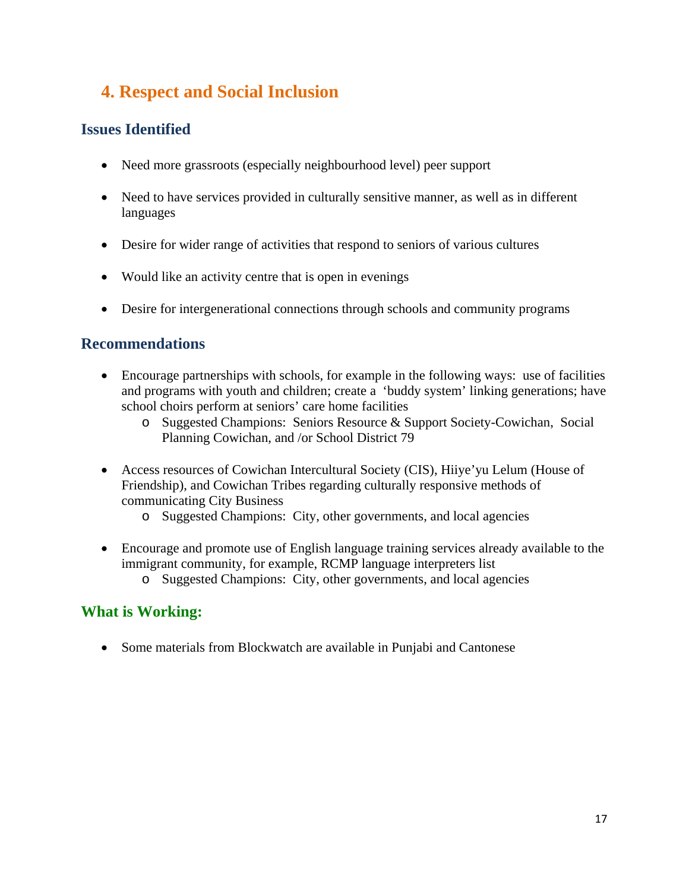# 4. Respect and Social Inclusion

## Issues Identified

- Need more grassroots (especially neighbourhood level) peer support
- Need to have services provided in culturally sensitive manner, as well as in different languages
- Desire for wider range of activities that respond to seniors of various cultures
- Would like an activity centre that is open in evenings
- Desire for intergenerational connections through schools and community programs

## Recommendations

- Encourage partnerships with schools, for example in the following ways: use of facilities and programs with youth and children; create a 'buddy system' linking generations; have school choirs perform at seniors' care home facilities
  - Suggested Champions: Seniors Resource & Support Society-Cowichan, Social Planning Cowichan, and /or School District 79
- Access resources of Cowichan Intercultural Society (CIS), Hiiye'yu Lelum (House of Friendship), and Cowichan Tribes regarding culturally responsive methods of communicating City Business
  - Suggested Champions: City, other governments, and local agencies
- Encourage and promote use of English language training services already available to the immigrant community, for example, RCMP language interpreters list
  - Suggested Champions: City, other governments, and local agencies

## What is Working:

- Some materials from Blockwatch are available in Punjabi and Cantonese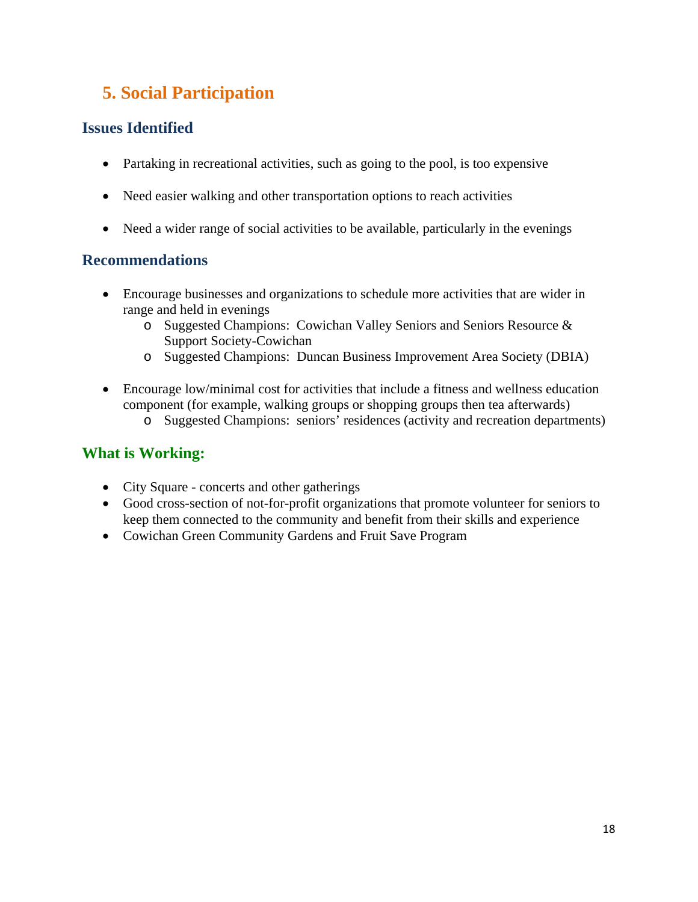## 5. Social Participation

### Issues Identified

- Partaking in recreational activities, such as going to the pool, is too expensive
- Need easier walking and other transportation options to reach activities
- Need a wider range of social activities to be available, particularly in the evenings

### Recommendations

- Encourage businesses and organizations to schedule more activities that are wider in range and held in evenings
  - Suggested Champions: Cowichan Valley Seniors and Seniors Resource & Support Society-Cowichan
  - Suggested Champions: Duncan Business Improvement Area Society (DBIA)
- Encourage low/minimal cost for activities that include a fitness and wellness education component (for example, walking groups or shopping groups then tea afterwards)
  - Suggested Champions: seniors' residences (activity and recreation departments)

### What is Working:

- City Square - concerts and other gatherings
- Good cross-section of not-for-profit organizations that promote volunteer for seniors to keep them connected to the community and benefit from their skills and experience
- Cowichan Green Community Gardens and Fruit Save Program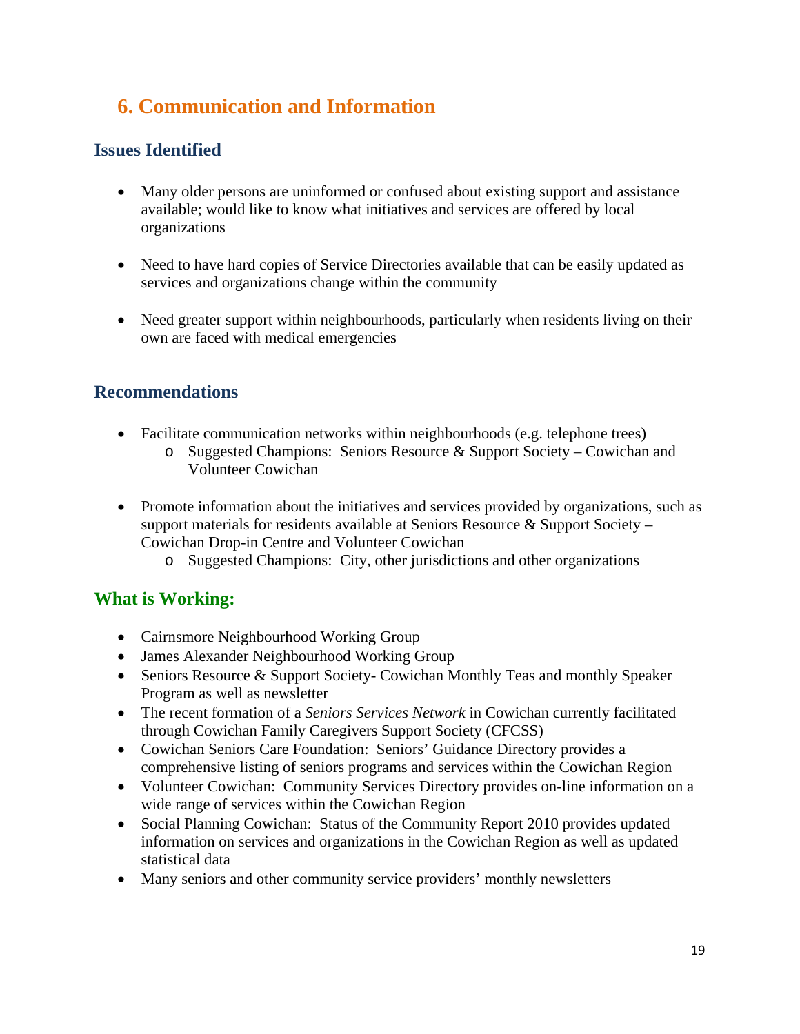# 6. Communication and Information

## Issues Identified

- Many older persons are uninformed or confused about existing support and assistance available; would like to know what initiatives and services are offered by local organizations

- Need to have hard copies of Service Directories available that can be easily updated as services and organizations change within the community

- Need greater support within neighbourhoods, particularly when residents living on their own are faced with medical emergencies

## Recommendations

- Facilitate communication networks within neighbourhoods (e.g. telephone trees)
  - Suggested Champions: Seniors Resource & Support Society – Cowichan and Volunteer Cowichan

- Promote information about the initiatives and services provided by organizations, such as support materials for residents available at Seniors Resource & Support Society – Cowichan Drop-in Centre and Volunteer Cowichan
  - Suggested Champions: City, other jurisdictions and other organizations

## What is Working:

- Cairnsmore Neighbourhood Working Group
- James Alexander Neighbourhood Working Group
- Seniors Resource & Support Society- Cowichan Monthly Teas and monthly Speaker Program as well as newsletter
- The recent formation of a *Seniors Services Network* in Cowichan currently facilitated through Cowichan Family Caregivers Support Society (CFCSS)
- Cowichan Seniors Care Foundation: Seniors' Guidance Directory provides a comprehensive listing of seniors programs and services within the Cowichan Region
- Volunteer Cowichan: Community Services Directory provides on-line information on a wide range of services within the Cowichan Region
- Social Planning Cowichan: Status of the Community Report 2010 provides updated information on services and organizations in the Cowichan Region as well as updated statistical data
- Many seniors and other community service providers' monthly newsletters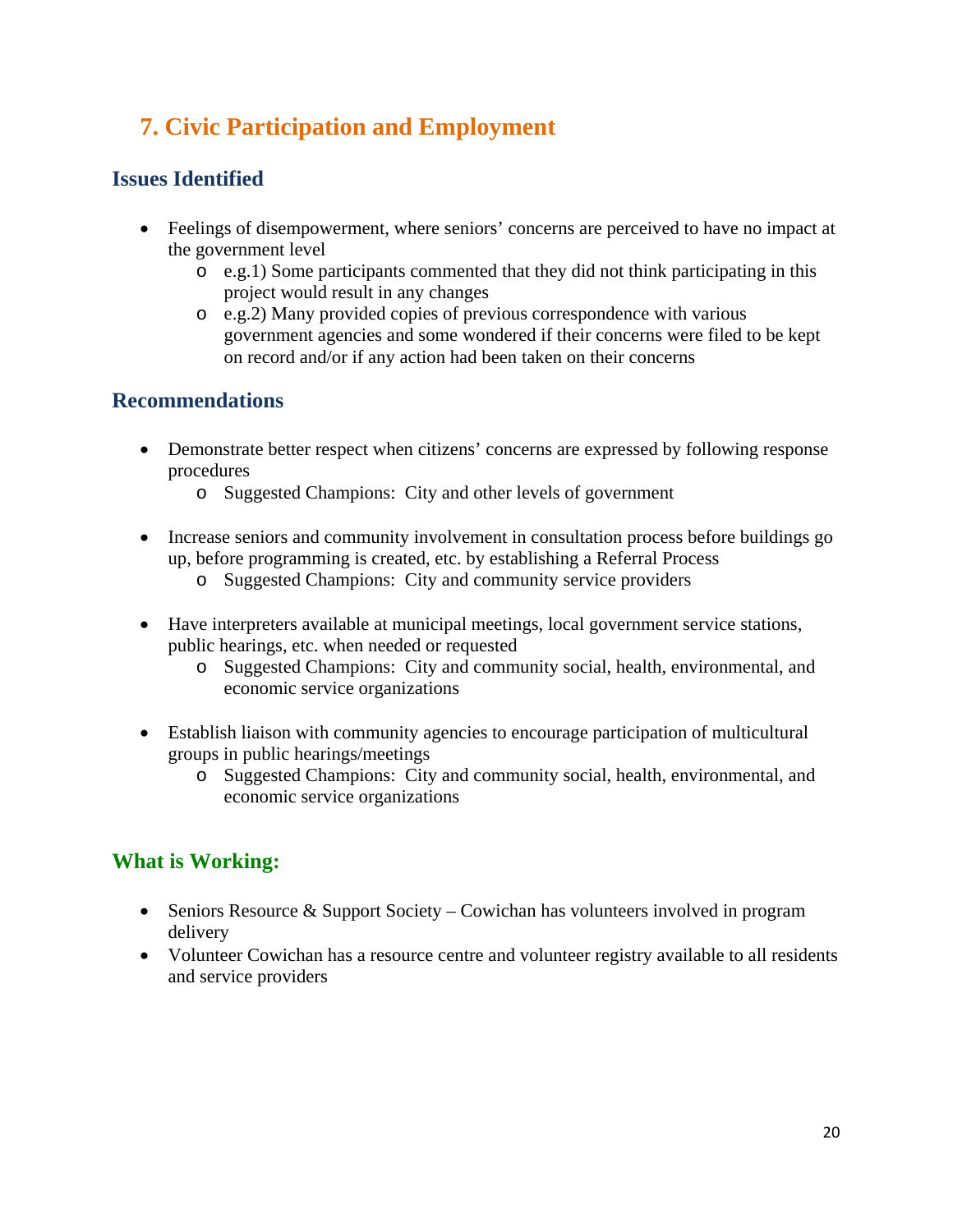## 7. Civic Participation and Employment

### Issues Identified

- Feelings of disempowerment, where seniors' concerns are perceived to have no impact at the government level
  - e.g.1) Some participants commented that they did not think participating in this project would result in any changes
  - e.g.2) Many provided copies of previous correspondence with various government agencies and some wondered if their concerns were filed to be kept on record and/or if any action had been taken on their concerns

### Recommendations

- Demonstrate better respect when citizens' concerns are expressed by following response procedures
  - Suggested Champions: City and other levels of government

- Increase seniors and community involvement in consultation process before buildings go up, before programming is created, etc. by establishing a Referral Process
  - Suggested Champions: City and community service providers

- Have interpreters available at municipal meetings, local government service stations, public hearings, etc. when needed or requested
  - Suggested Champions: City and community social, health, environmental, and economic service organizations

- Establish liaison with community agencies to encourage participation of multicultural groups in public hearings/meetings
  - Suggested Champions: City and community social, health, environmental, and economic service organizations

### What is Working:

- Seniors Resource & Support Society – Cowichan has volunteers involved in program delivery
- Volunteer Cowichan has a resource centre and volunteer registry available to all residents and service providers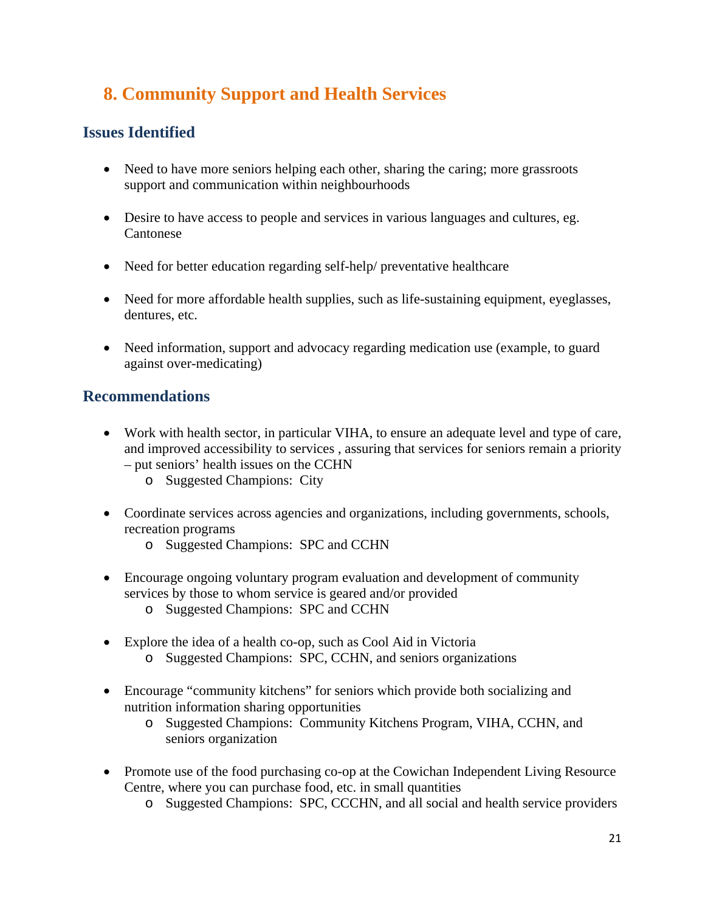## 8. Community Support and Health Services

### Issues Identified

- Need to have more seniors helping each other, sharing the caring; more grassroots support and communication within neighbourhoods
- Desire to have access to people and services in various languages and cultures, eg. Cantonese
- Need for better education regarding self-help/ preventative healthcare
- Need for more affordable health supplies, such as life-sustaining equipment, eyeglasses, dentures, etc.
- Need information, support and advocacy regarding medication use (example, to guard against over-medicating)

### Recommendations

- Work with health sector, in particular VIHA, to ensure an adequate level and type of care, and improved accessibility to services , assuring that services for seniors remain a priority – put seniors' health issues on the CCHN
  - Suggested Champions: City
- Coordinate services across agencies and organizations, including governments, schools, recreation programs
  - Suggested Champions: SPC and CCHN
- Encourage ongoing voluntary program evaluation and development of community services by those to whom service is geared and/or provided
  - Suggested Champions: SPC and CCHN
- Explore the idea of a health co-op, such as Cool Aid in Victoria
  - Suggested Champions: SPC, CCHN, and seniors organizations
- Encourage "community kitchens" for seniors which provide both socializing and nutrition information sharing opportunities
  - Suggested Champions: Community Kitchens Program, VIHA, CCHN, and seniors organization
- Promote use of the food purchasing co-op at the Cowichan Independent Living Resource Centre, where you can purchase food, etc. in small quantities
  - Suggested Champions: SPC, CCCHN, and all social and health service providers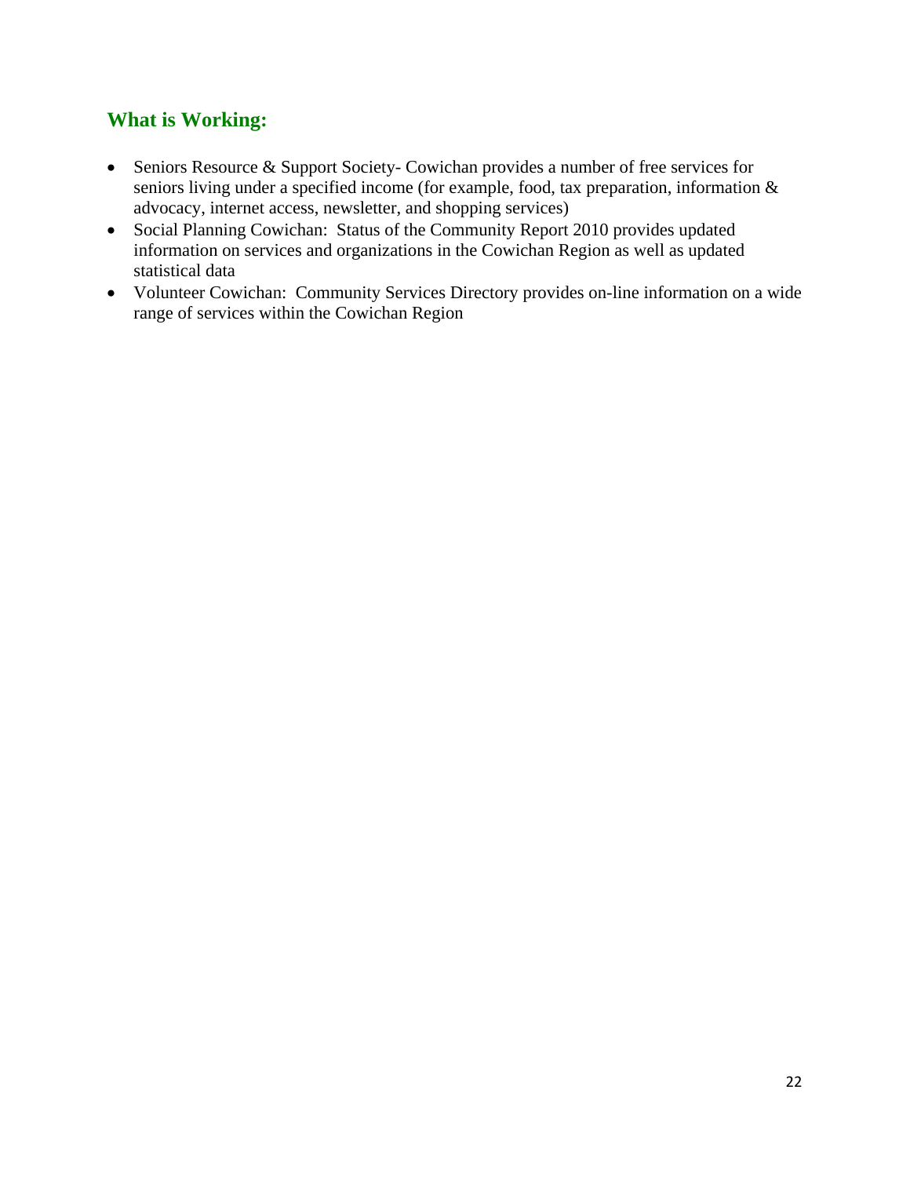## What is Working:

- Seniors Resource & Support Society- Cowichan provides a number of free services for seniors living under a specified income (for example, food, tax preparation, information & advocacy, internet access, newsletter, and shopping services)
- Social Planning Cowichan: Status of the Community Report 2010 provides updated information on services and organizations in the Cowichan Region as well as updated statistical data
- Volunteer Cowichan: Community Services Directory provides on-line information on a wide range of services within the Cowichan Region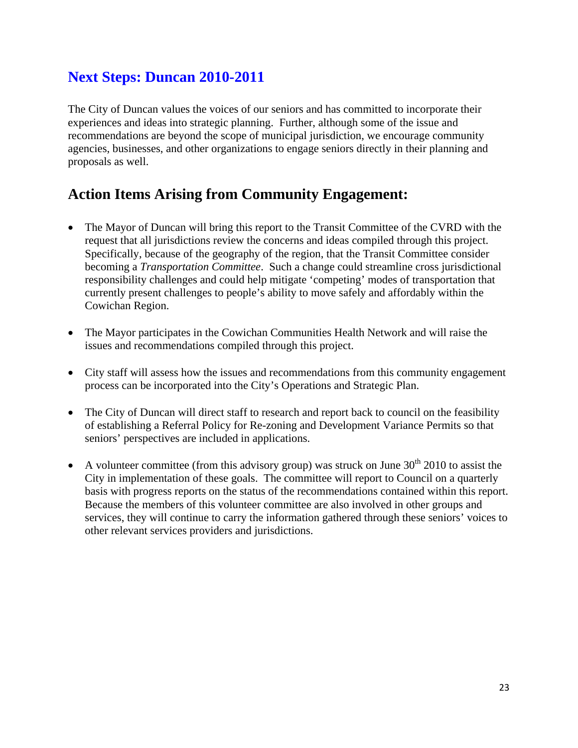## Next Steps: Duncan 2010-2011

The City of Duncan values the voices of our seniors and has committed to incorporate their experiences and ideas into strategic planning. Further, although some of the issue and recommendations are beyond the scope of municipal jurisdiction, we encourage community agencies, businesses, and other organizations to engage seniors directly in their planning and proposals as well.

## Action Items Arising from Community Engagement:

- The Mayor of Duncan will bring this report to the Transit Committee of the CVRD with the request that all jurisdictions review the concerns and ideas compiled through this project. Specifically, because of the geography of the region, that the Transit Committee consider becoming a *Transportation Committee*. Such a change could streamline cross jurisdictional responsibility challenges and could help mitigate 'competing' modes of transportation that currently present challenges to people's ability to move safely and affordably within the Cowichan Region.

- The Mayor participates in the Cowichan Communities Health Network and will raise the issues and recommendations compiled through this project.

- City staff will assess how the issues and recommendations from this community engagement process can be incorporated into the City's Operations and Strategic Plan.

- The City of Duncan will direct staff to research and report back to council on the feasibility of establishing a Referral Policy for Re-zoning and Development Variance Permits so that seniors' perspectives are included in applications.

- A volunteer committee (from this advisory group) was struck on June 30th 2010 to assist the City in implementation of these goals. The committee will report to Council on a quarterly basis with progress reports on the status of the recommendations contained within this report. Because the members of this volunteer committee are also involved in other groups and services, they will continue to carry the information gathered through these seniors' voices to other relevant services providers and jurisdictions.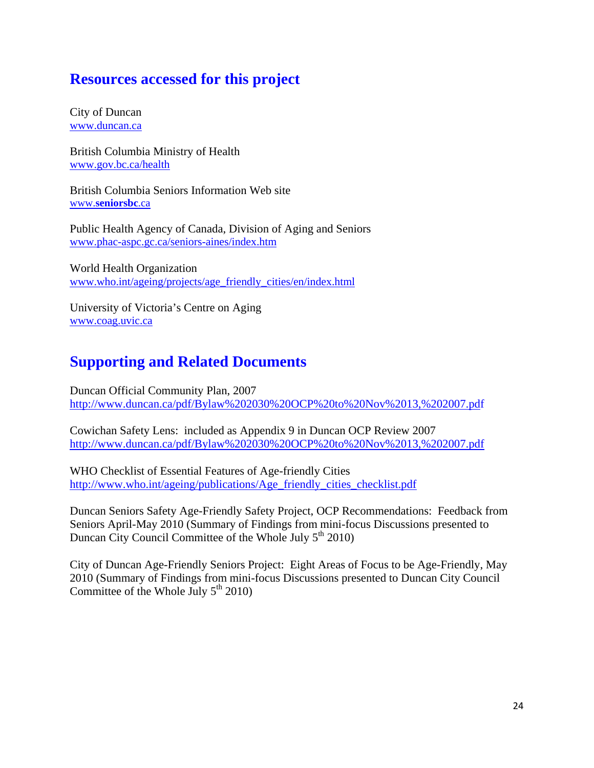## Resources accessed for this project

City of Duncan
www.duncan.ca

British Columbia Ministry of Health
www.gov.bc.ca/health

British Columbia Seniors Information Web site
www.**seniorsbc**.ca

Public Health Agency of Canada, Division of Aging and Seniors
www.phac-aspc.gc.ca/seniors-aines/index.htm

World Health Organization
www.who.int/ageing/projects/age_friendly_cities/en/index.html

University of Victoria's Centre on Aging
www.coag.uvic.ca

## Supporting and Related Documents

Duncan Official Community Plan, 2007
http://www.duncan.ca/pdf/Bylaw%202030%20OCP%20to%20Nov%2013,%202007.pdf

Cowichan Safety Lens: included as Appendix 9 in Duncan OCP Review 2007
http://www.duncan.ca/pdf/Bylaw%202030%20OCP%20to%20Nov%2013,%202007.pdf

WHO Checklist of Essential Features of Age-friendly Cities
http://www.who.int/ageing/publications/Age_friendly_cities_checklist.pdf

Duncan Seniors Safety Age-Friendly Safety Project, OCP Recommendations: Feedback from Seniors April-May 2010 (Summary of Findings from mini-focus Discussions presented to Duncan City Council Committee of the Whole July 5th 2010)

City of Duncan Age-Friendly Seniors Project: Eight Areas of Focus to be Age-Friendly, May 2010 (Summary of Findings from mini-focus Discussions presented to Duncan City Council Committee of the Whole July 5th 2010)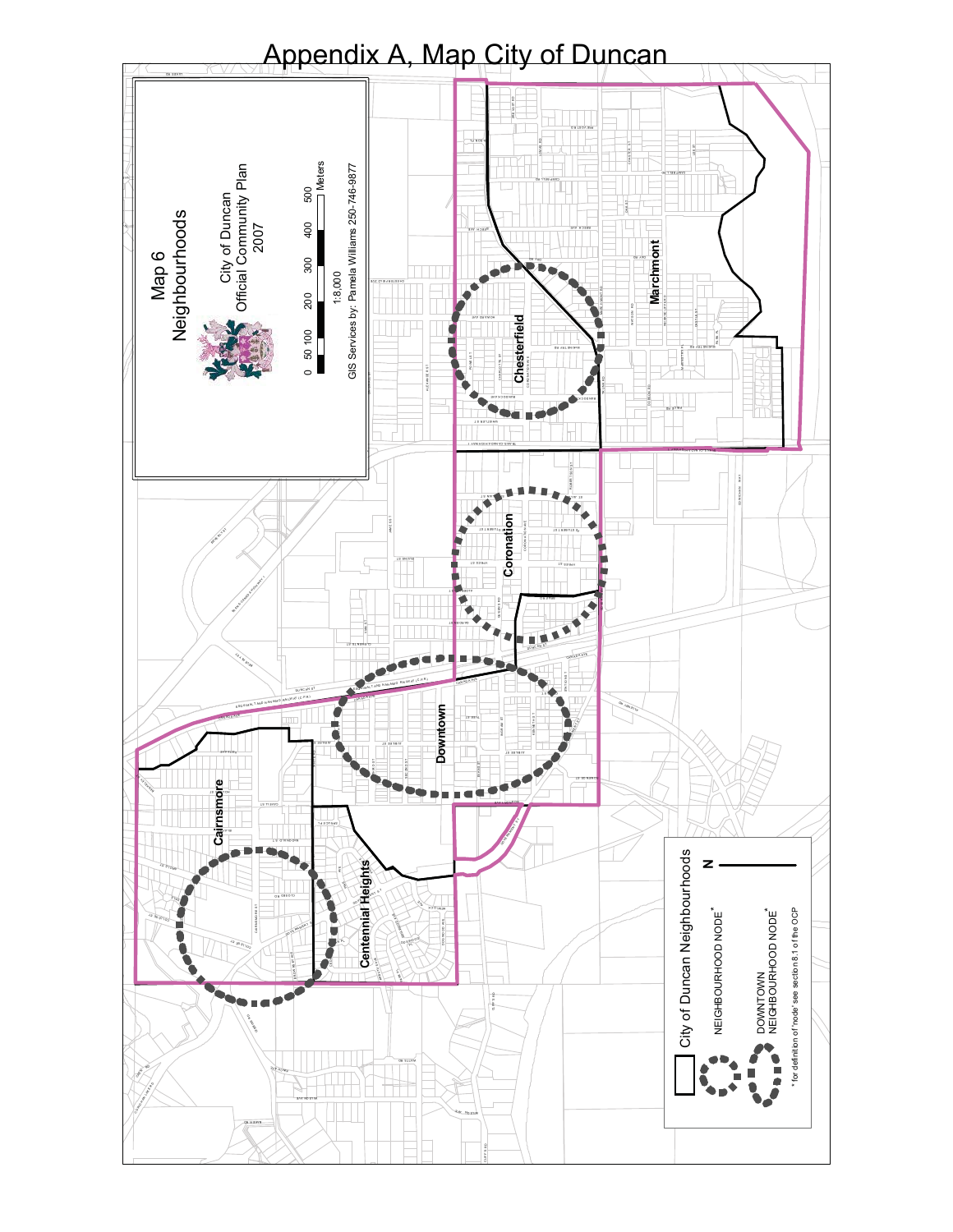# Appendix A, Map City of Duncan

Map 6
Neighbourhoods

City of Duncan
Official Community Plan
2007

0 50 100 200 300 400 500 Meters

1:8,000

GIS Services by: Pamela Williams 250-746-9877

Chesterfield

Marchmont

Coronation

Downtown

Cairnsmore

Centennial Heights

City of Duncan Neighbourhoods

NEIGHBOURHOOD NODE*

DOWNTOWN NEIGHBOURHOOD NODE*

* for definition of 'node' see section 8.1 of the OCP

N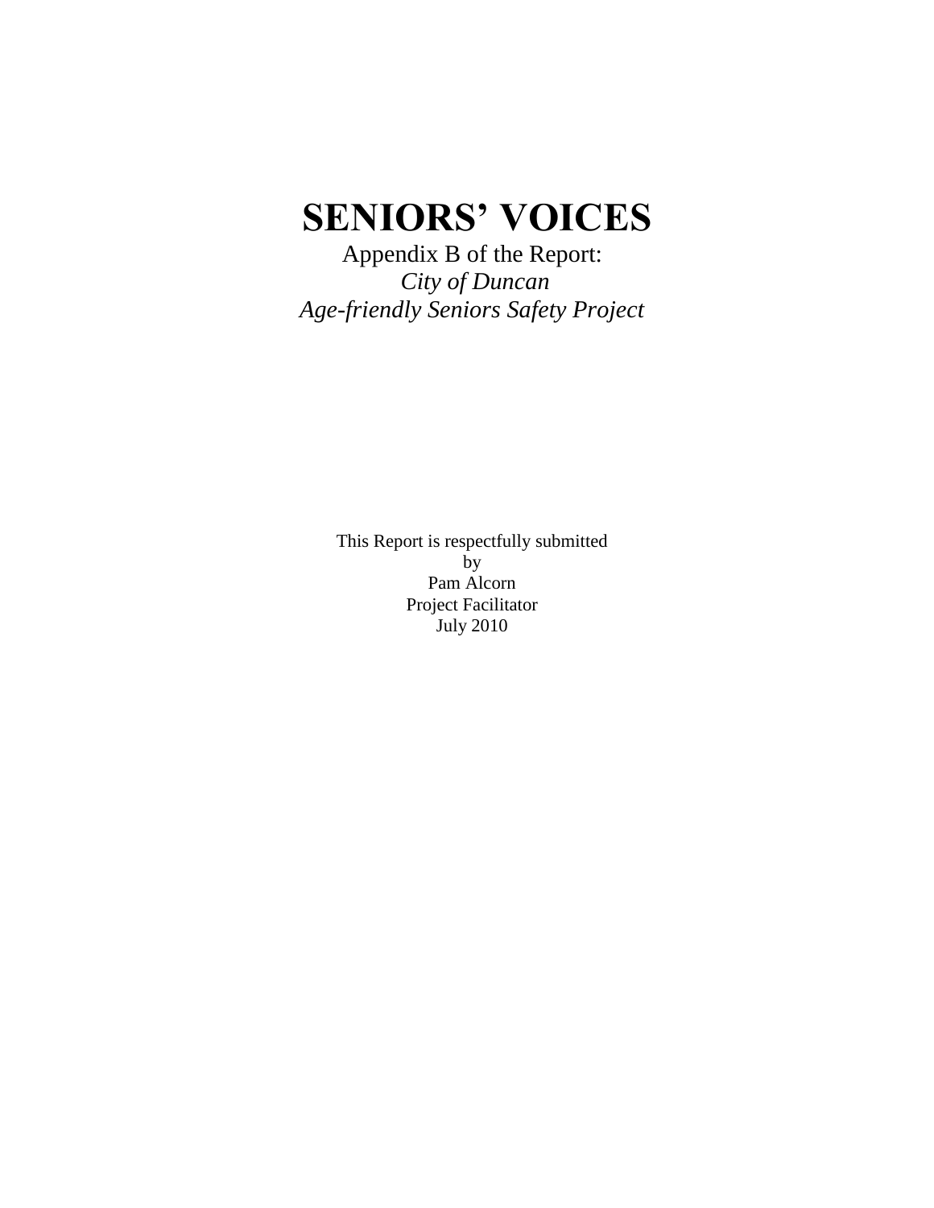# SENIORS' VOICES

Appendix B of the Report:

*City of Duncan*

*Age-friendly Seniors Safety Project*

This Report is respectfully submitted

by

Pam Alcorn

Project Facilitator

July 2010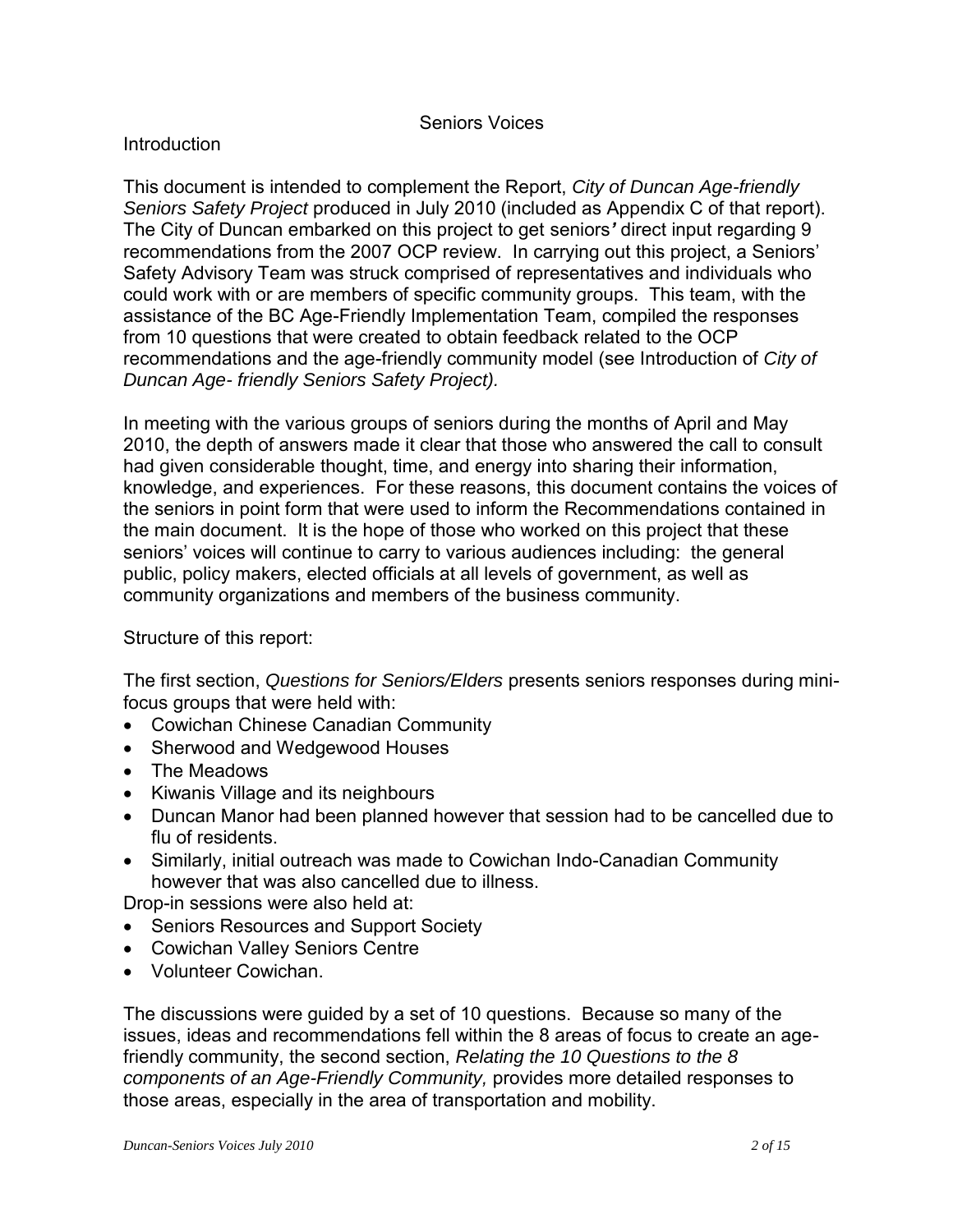# Seniors Voices

## Introduction

This document is intended to complement the Report, *City of Duncan Age-friendly Seniors Safety Project* produced in July 2010 (included as Appendix C of that report). The City of Duncan embarked on this project to get seniors**'** direct input regarding 9 recommendations from the 2007 OCP review. In carrying out this project, a Seniors' Safety Advisory Team was struck comprised of representatives and individuals who could work with or are members of specific community groups. This team, with the assistance of the BC Age-Friendly Implementation Team, compiled the responses from 10 questions that were created to obtain feedback related to the OCP recommendations and the age-friendly community model (see Introduction of *City of Duncan Age- friendly Seniors Safety Project).*

In meeting with the various groups of seniors during the months of April and May 2010, the depth of answers made it clear that those who answered the call to consult had given considerable thought, time, and energy into sharing their information, knowledge, and experiences. For these reasons, this document contains the voices of the seniors in point form that were used to inform the Recommendations contained in the main document. It is the hope of those who worked on this project that these seniors' voices will continue to carry to various audiences including: the general public, policy makers, elected officials at all levels of government, as well as community organizations and members of the business community.

Structure of this report:

The first section, *Questions for Seniors/Elders* presents seniors responses during mini-focus groups that were held with:

- Cowichan Chinese Canadian Community
- Sherwood and Wedgewood Houses
- The Meadows
- Kiwanis Village and its neighbours
- Duncan Manor had been planned however that session had to be cancelled due to flu of residents.
- Similarly, initial outreach was made to Cowichan Indo-Canadian Community however that was also cancelled due to illness.

Drop-in sessions were also held at:

- Seniors Resources and Support Society
- Cowichan Valley Seniors Centre
- Volunteer Cowichan.

The discussions were guided by a set of 10 questions. Because so many of the issues, ideas and recommendations fell within the 8 areas of focus to create an age-friendly community, the second section, *Relating the 10 Questions to the 8 components of an Age-Friendly Community,* provides more detailed responses to those areas, especially in the area of transportation and mobility.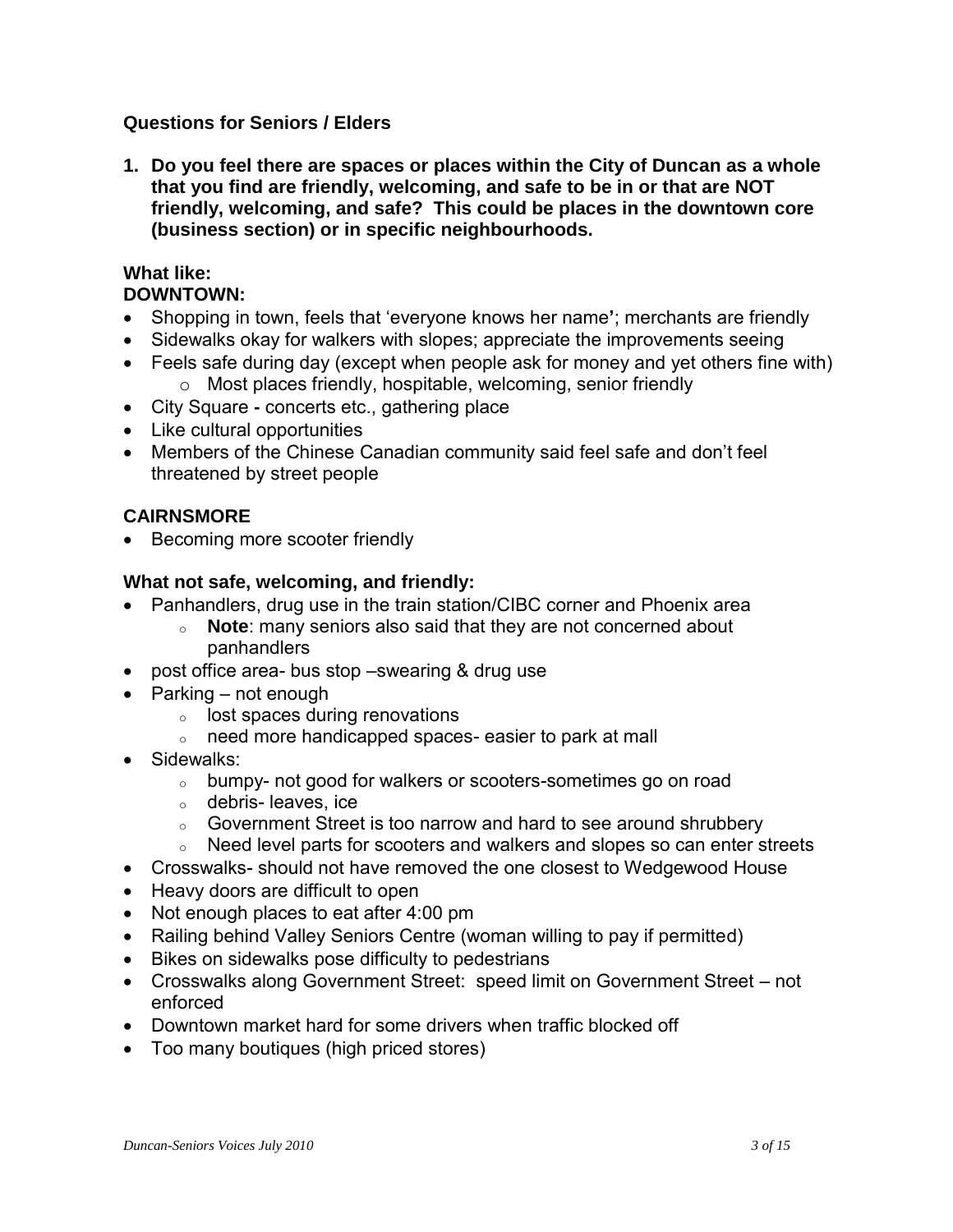**Questions for Seniors / Elders**

1. **Do you feel there are spaces or places within the City of Duncan as a whole that you find are friendly, welcoming, and safe to be in or that are NOT friendly, welcoming, and safe? This could be places in the downtown core (business section) or in specific neighbourhoods.**

**What like:**
**DOWNTOWN:**

- Shopping in town, feels that 'everyone knows her name'; merchants are friendly
- Sidewalks okay for walkers with slopes; appreciate the improvements seeing
- Feels safe during day (except when people ask for money and yet others fine with)
  - Most places friendly, hospitable, welcoming, senior friendly
- City Square **-** concerts etc., gathering place
- Like cultural opportunities
- Members of the Chinese Canadian community said feel safe and don't feel threatened by street people

**CAIRNSMORE**

- Becoming more scooter friendly

**What not safe, welcoming, and friendly:**

- Panhandlers, drug use in the train station/CIBC corner and Phoenix area
  - **Note**: many seniors also said that they are not concerned about panhandlers
- post office area- bus stop –swearing & drug use
- Parking – not enough
  - lost spaces during renovations
  - need more handicapped spaces- easier to park at mall
- Sidewalks:
  - bumpy- not good for walkers or scooters-sometimes go on road
  - debris- leaves, ice
  - Government Street is too narrow and hard to see around shrubbery
  - Need level parts for scooters and walkers and slopes so can enter streets
- Crosswalks- should not have removed the one closest to Wedgewood House
- Heavy doors are difficult to open
- Not enough places to eat after 4:00 pm
- Railing behind Valley Seniors Centre (woman willing to pay if permitted)
- Bikes on sidewalks pose difficulty to pedestrians
- Crosswalks along Government Street: speed limit on Government Street – not enforced
- Downtown market hard for some drivers when traffic blocked off
- Too many boutiques (high priced stores)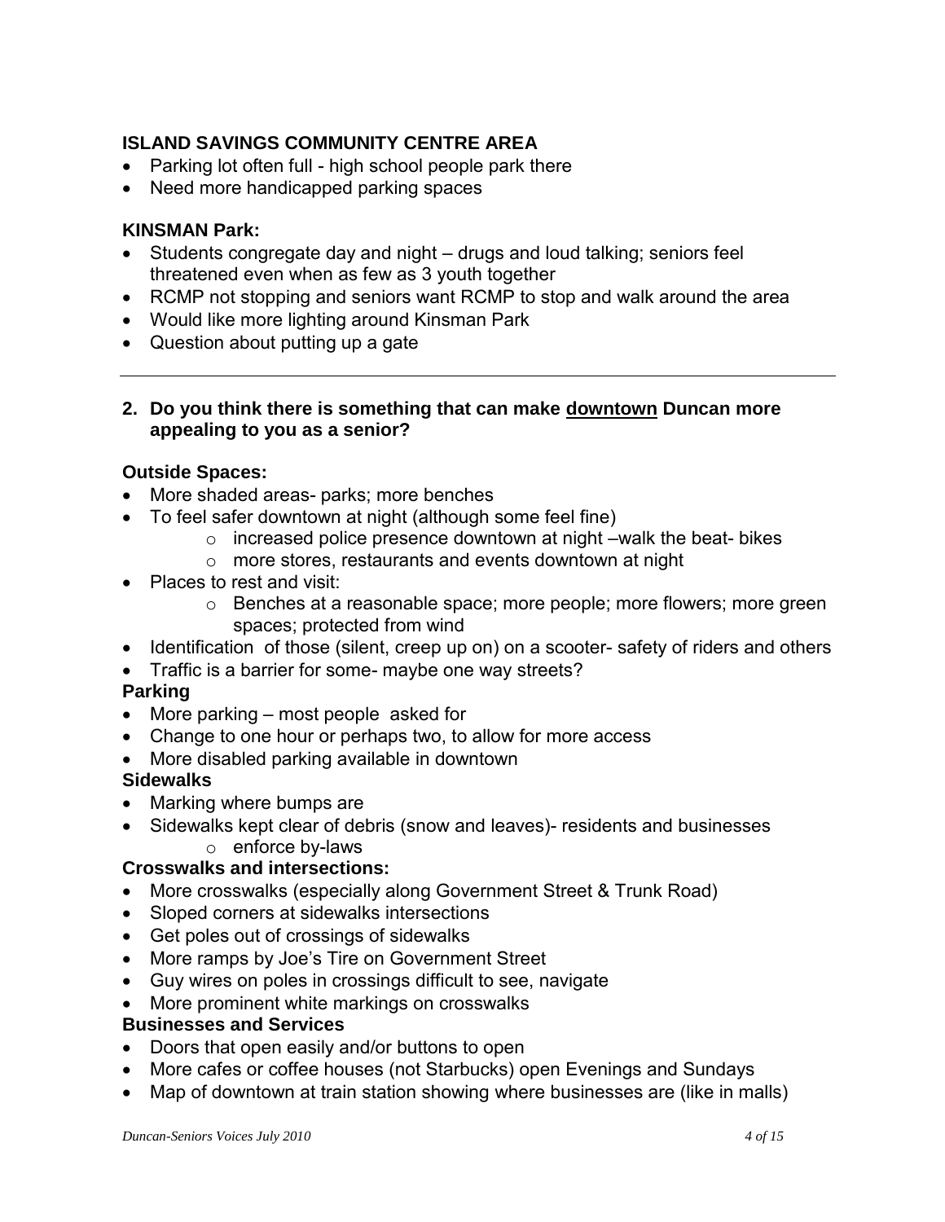**ISLAND SAVINGS COMMUNITY CENTRE AREA**

- Parking lot often full - high school people park there
- Need more handicapped parking spaces

**KINSMAN Park:**

- Students congregate day and night – drugs and loud talking; seniors feel threatened even when as few as 3 youth together
- RCMP not stopping and seniors want RCMP to stop and walk around the area
- Would like more lighting around Kinsman Park
- Question about putting up a gate

---

**2. Do you think there is something that can make <u>downtown</u> Duncan more appealing to you as a senior?**

**Outside Spaces:**

- More shaded areas- parks; more benches
- To feel safer downtown at night (although some feel fine)
  - increased police presence downtown at night –walk the beat- bikes
  - more stores, restaurants and events downtown at night
- Places to rest and visit:
  - Benches at a reasonable space; more people; more flowers; more green spaces; protected from wind
- Identification of those (silent, creep up on) on a scooter- safety of riders and others
- Traffic is a barrier for some- maybe one way streets?

**Parking**

- More parking – most people asked for
- Change to one hour or perhaps two, to allow for more access
- More disabled parking available in downtown

**Sidewalks**

- Marking where bumps are
- Sidewalks kept clear of debris (snow and leaves)- residents and businesses
  - enforce by-laws

**Crosswalks and intersections:**

- More crosswalks (especially along Government Street & Trunk Road)
- Sloped corners at sidewalks intersections
- Get poles out of crossings of sidewalks
- More ramps by Joe's Tire on Government Street
- Guy wires on poles in crossings difficult to see, navigate
- More prominent white markings on crosswalks

**Businesses and Services**

- Doors that open easily and/or buttons to open
- More cafes or coffee houses (not Starbucks) open Evenings and Sundays
- Map of downtown at train station showing where businesses are (like in malls)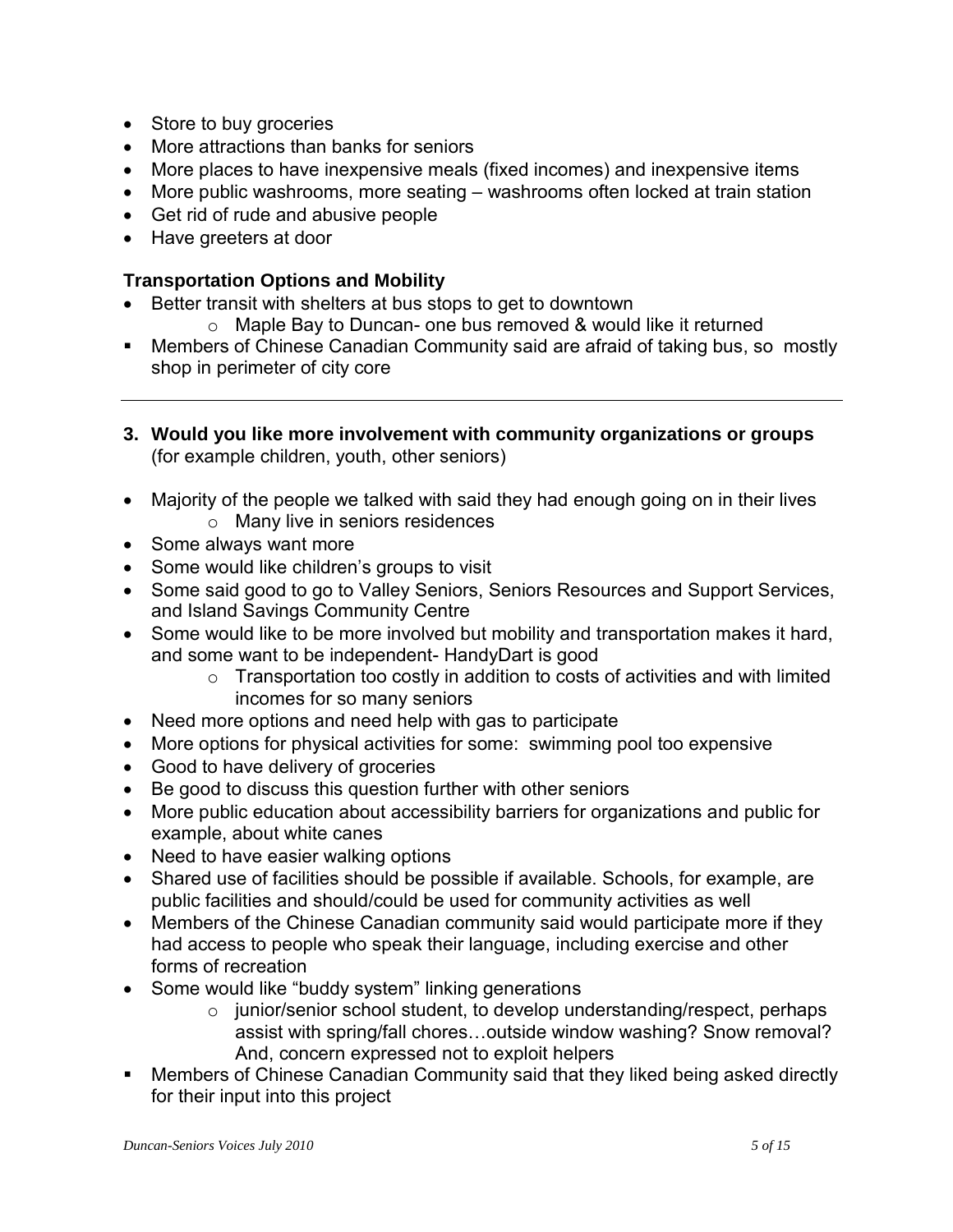- Store to buy groceries
- More attractions than banks for seniors
- More places to have inexpensive meals (fixed incomes) and inexpensive items
- More public washrooms, more seating – washrooms often locked at train station
- Get rid of rude and abusive people
- Have greeters at door

**Transportation Options and Mobility**

- Better transit with shelters at bus stops to get to downtown
    - Maple Bay to Duncan- one bus removed & would like it returned
- Members of Chinese Canadian Community said are afraid of taking bus, so mostly shop in perimeter of city core

---

**3. Would you like more involvement with community organizations or groups** (for example children, youth, other seniors)

- Majority of the people we talked with said they had enough going on in their lives
    - Many live in seniors residences
- Some always want more
- Some would like children's groups to visit
- Some said good to go to Valley Seniors, Seniors Resources and Support Services, and Island Savings Community Centre
- Some would like to be more involved but mobility and transportation makes it hard, and some want to be independent- HandyDart is good
    - Transportation too costly in addition to costs of activities and with limited incomes for so many seniors
- Need more options and need help with gas to participate
- More options for physical activities for some: swimming pool too expensive
- Good to have delivery of groceries
- Be good to discuss this question further with other seniors
- More public education about accessibility barriers for organizations and public for example, about white canes
- Need to have easier walking options
- Shared use of facilities should be possible if available. Schools, for example, are public facilities and should/could be used for community activities as well
- Members of the Chinese Canadian community said would participate more if they had access to people who speak their language, including exercise and other forms of recreation
- Some would like "buddy system" linking generations
    - junior/senior school student, to develop understanding/respect, perhaps assist with spring/fall chores…outside window washing? Snow removal? And, concern expressed not to exploit helpers
- Members of Chinese Canadian Community said that they liked being asked directly for their input into this project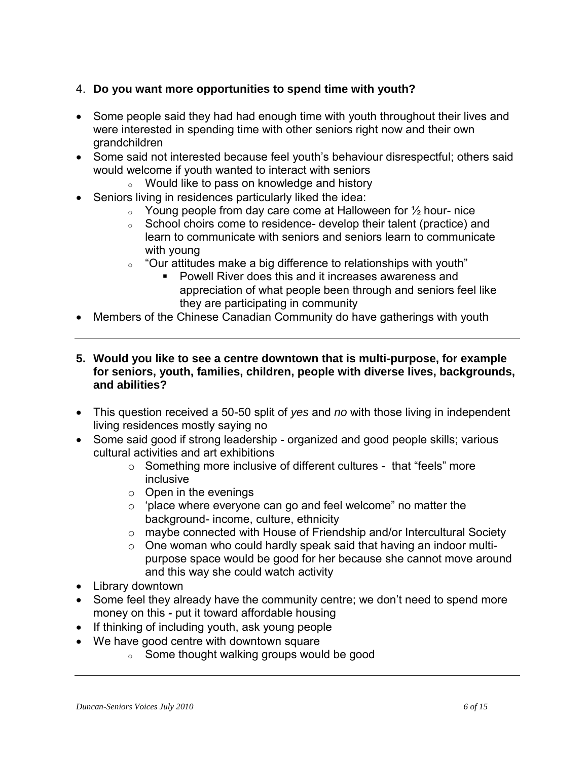4. **Do you want more opportunities to spend time with youth?**

- Some people said they had had enough time with youth throughout their lives and were interested in spending time with other seniors right now and their own grandchildren
- Some said not interested because feel youth's behaviour disrespectful; others said would welcome if youth wanted to interact with seniors
    - Would like to pass on knowledge and history
- Seniors living in residences particularly liked the idea:
    - Young people from day care come at Halloween for ½ hour- nice
    - School choirs come to residence- develop their talent (practice) and learn to communicate with seniors and seniors learn to communicate with young
    - "Our attitudes make a big difference to relationships with youth"
        - Powell River does this and it increases awareness and appreciation of what people been through and seniors feel like they are participating in community
- Members of the Chinese Canadian Community do have gatherings with youth

---

5. **Would you like to see a centre downtown that is multi-purpose, for example for seniors, youth, families, children, people with diverse lives, backgrounds, and abilities?**

- This question received a 50-50 split of *yes* and *no* with those living in independent living residences mostly saying no
- Some said good if strong leadership - organized and good people skills; various cultural activities and art exhibitions
    - Something more inclusive of different cultures - that "feels" more inclusive
    - Open in the evenings
    - 'place where everyone can go and feel welcome" no matter the background- income, culture, ethnicity
    - maybe connected with House of Friendship and/or Intercultural Society
    - One woman who could hardly speak said that having an indoor multi-purpose space would be good for her because she cannot move around and this way she could watch activity
- Library downtown
- Some feel they already have the community centre; we don't need to spend more money on this - put it toward affordable housing
- If thinking of including youth, ask young people
- We have good centre with downtown square
    - Some thought walking groups would be good

---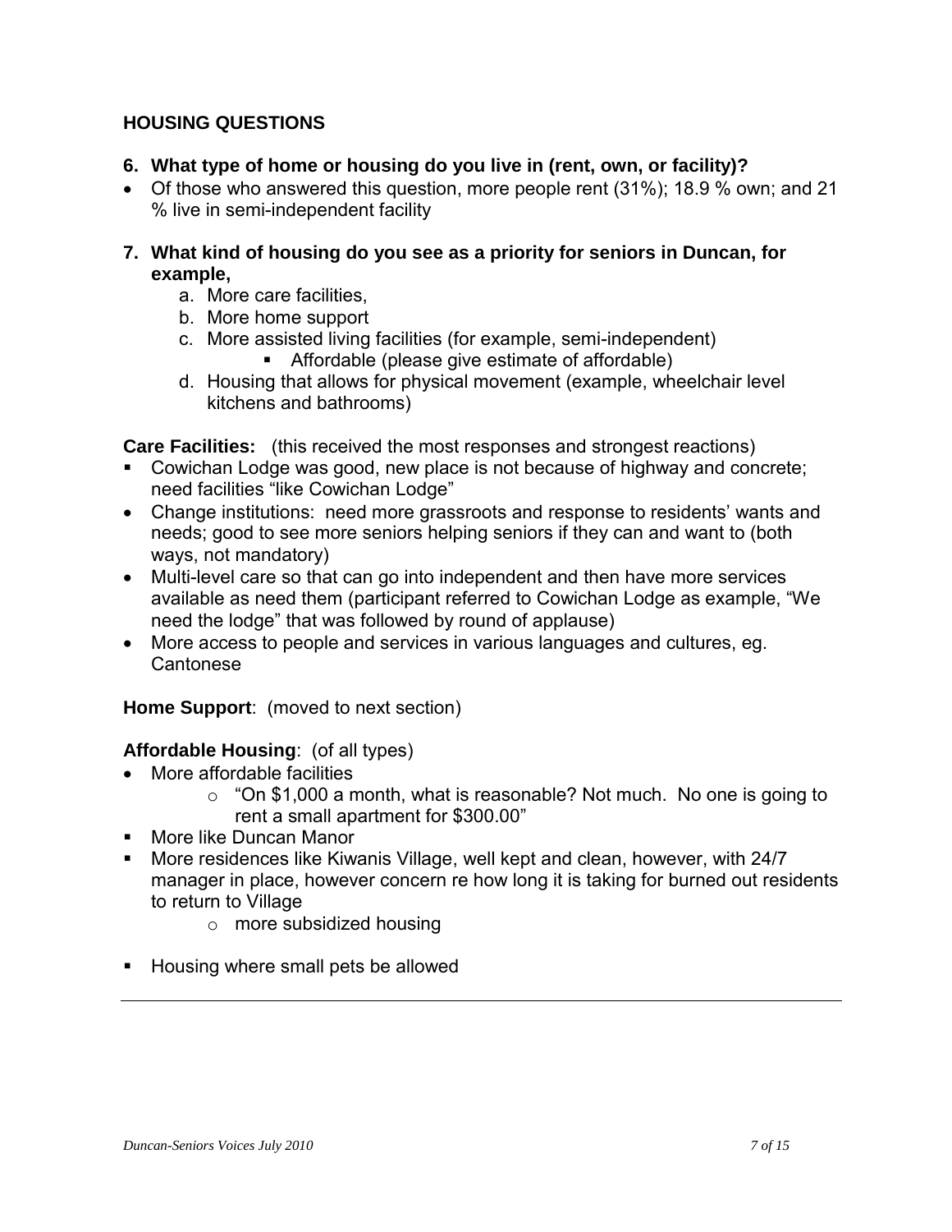## HOUSING QUESTIONS

**6. What type of home or housing do you live in (rent, own, or facility)?**

- Of those who answered this question, more people rent (31%); 18.9 % own; and 21 % live in semi-independent facility

**7. What kind of housing do you see as a priority for seniors in Duncan, for example,**

   a. More care facilities,
   b. More home support
   c. More assisted living facilities (for example, semi-independent)
      - Affordable (please give estimate of affordable)
   d. Housing that allows for physical movement (example, wheelchair level kitchens and bathrooms)

**Care Facilities:** (this received the most responses and strongest reactions)

- Cowichan Lodge was good, new place is not because of highway and concrete; need facilities "like Cowichan Lodge"
- Change institutions: need more grassroots and response to residents' wants and needs; good to see more seniors helping seniors if they can and want to (both ways, not mandatory)
- Multi-level care so that can go into independent and then have more services available as need them (participant referred to Cowichan Lodge as example, "We need the lodge" that was followed by round of applause)
- More access to people and services in various languages and cultures, eg. Cantonese

**Home Support**: (moved to next section)

**Affordable Housing**: (of all types)

- More affordable facilities
  - "On $1,000 a month, what is reasonable? Not much. No one is going to rent a small apartment for $300.00"
- More like Duncan Manor
- More residences like Kiwanis Village, well kept and clean, however, with 24/7 manager in place, however concern re how long it is taking for burned out residents to return to Village
  - more subsidized housing
- Housing where small pets be allowed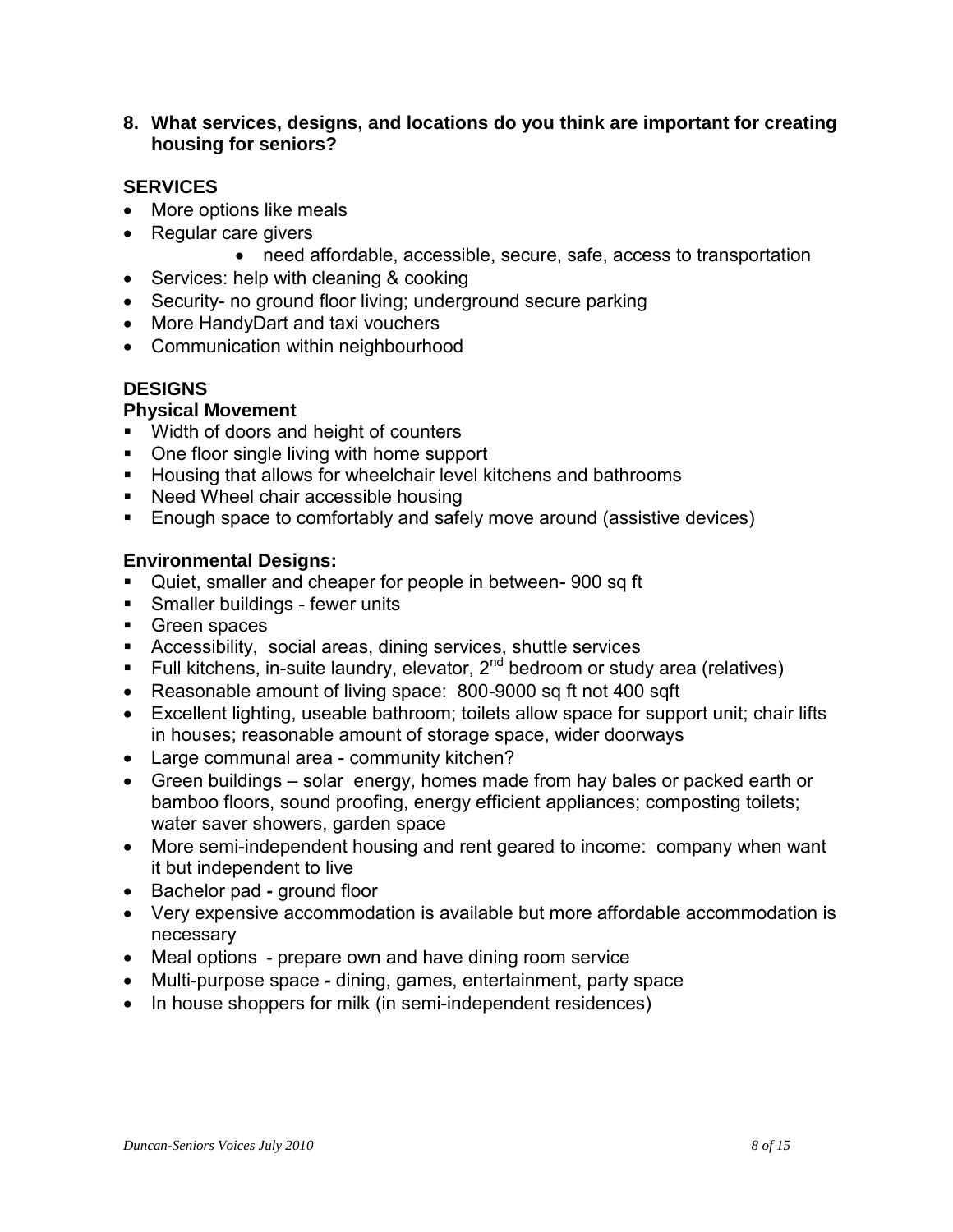**8. What services, designs, and locations do you think are important for creating housing for seniors?**

### SERVICES

- More options like meals
- Regular care givers
    - need affordable, accessible, secure, safe, access to transportation
- Services: help with cleaning & cooking
- Security- no ground floor living; underground secure parking
- More HandyDart and taxi vouchers
- Communication within neighbourhood

### DESIGNS

#### Physical Movement

- Width of doors and height of counters
- One floor single living with home support
- Housing that allows for wheelchair level kitchens and bathrooms
- Need Wheel chair accessible housing
- Enough space to comfortably and safely move around (assistive devices)

#### Environmental Designs:

- Quiet, smaller and cheaper for people in between- 900 sq ft
- Smaller buildings - fewer units
- Green spaces
- Accessibility, social areas, dining services, shuttle services
- Full kitchens, in-suite laundry, elevator, 2nd bedroom or study area (relatives)
- Reasonable amount of living space: 800-9000 sq ft not 400 sqft
- Excellent lighting, useable bathroom; toilets allow space for support unit; chair lifts in houses; reasonable amount of storage space, wider doorways
- Large communal area - community kitchen?
- Green buildings – solar energy, homes made from hay bales or packed earth or bamboo floors, sound proofing, energy efficient appliances; composting toilets; water saver showers, garden space
- More semi-independent housing and rent geared to income: company when want it but independent to live
- Bachelor pad - ground floor
- Very expensive accommodation is available but more affordable accommodation is necessary
- Meal options - prepare own and have dining room service
- Multi-purpose space - dining, games, entertainment, party space
- In house shoppers for milk (in semi-independent residences)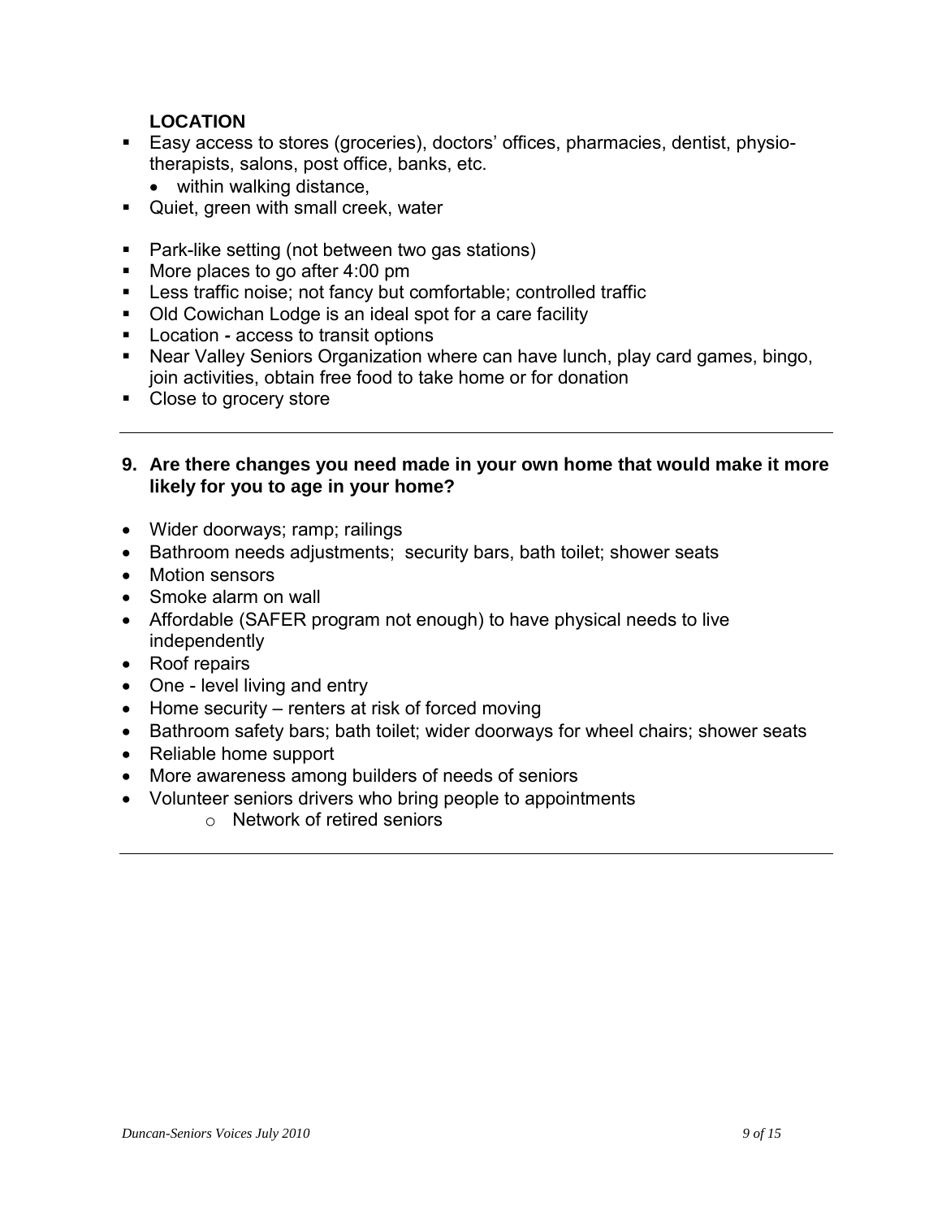**LOCATION**

- Easy access to stores (groceries), doctors' offices, pharmacies, dentist, physio-therapists, salons, post office, banks, etc.
  - within walking distance,
- Quiet, green with small creek, water
- Park-like setting (not between two gas stations)
- More places to go after 4:00 pm
- Less traffic noise; not fancy but comfortable; controlled traffic
- Old Cowichan Lodge is an ideal spot for a care facility
- Location - access to transit options
- Near Valley Seniors Organization where can have lunch, play card games, bingo, join activities, obtain free food to take home or for donation
- Close to grocery store

---

**9. Are there changes you need made in your own home that would make it more likely for you to age in your home?**

- Wider doorways; ramp; railings
- Bathroom needs adjustments; security bars, bath toilet; shower seats
- Motion sensors
- Smoke alarm on wall
- Affordable (SAFER program not enough) to have physical needs to live independently
- Roof repairs
- One - level living and entry
- Home security – renters at risk of forced moving
- Bathroom safety bars; bath toilet; wider doorways for wheel chairs; shower seats
- Reliable home support
- More awareness among builders of needs of seniors
- Volunteer seniors drivers who bring people to appointments
  - Network of retired seniors

---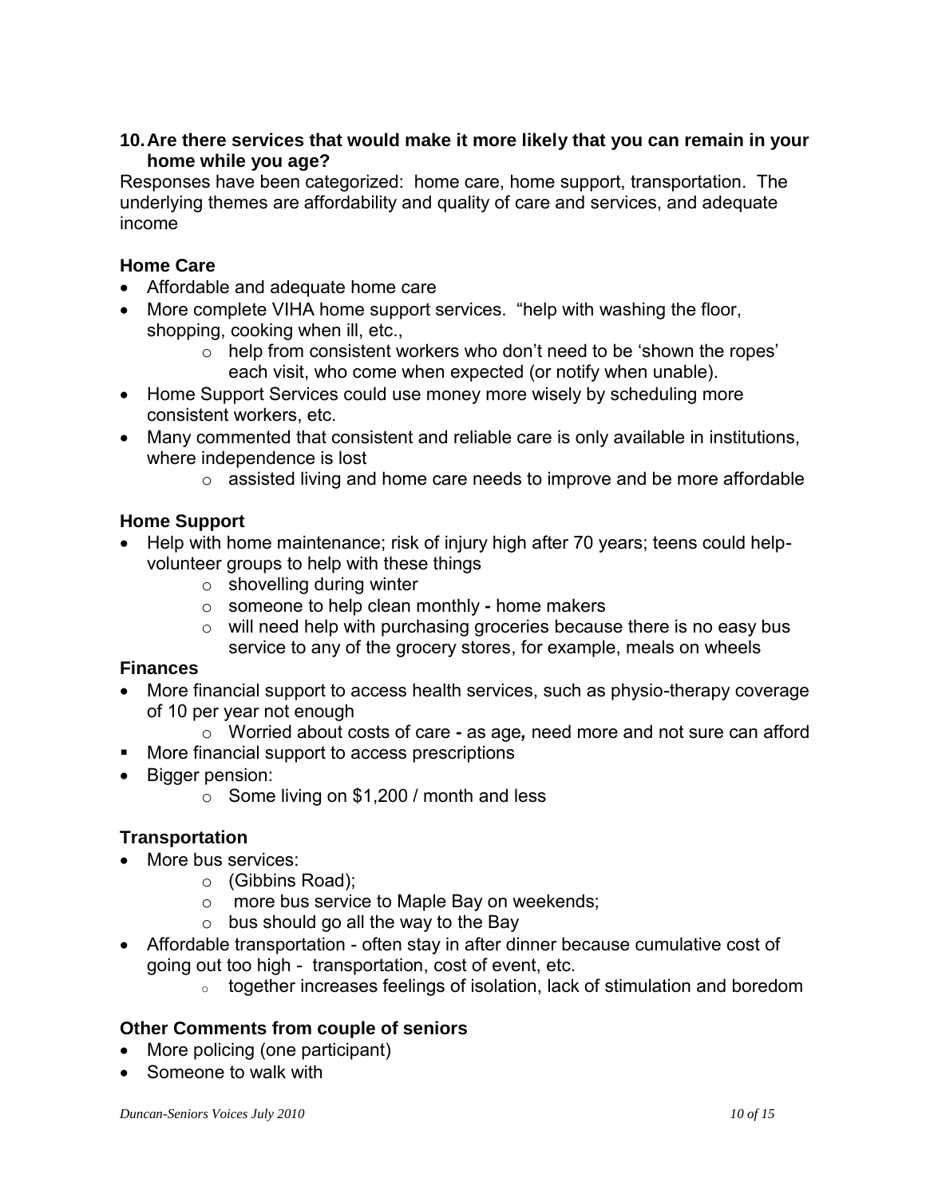**10. Are there services that would make it more likely that you can remain in your home while you age?**

Responses have been categorized: home care, home support, transportation. The underlying themes are affordability and quality of care and services, and adequate income

**Home Care**

- Affordable and adequate home care
- More complete VIHA home support services. "help with washing the floor, shopping, cooking when ill, etc.,
  - help from consistent workers who don't need to be 'shown the ropes' each visit, who come when expected (or notify when unable).
- Home Support Services could use money more wisely by scheduling more consistent workers, etc.
- Many commented that consistent and reliable care is only available in institutions, where independence is lost
  - assisted living and home care needs to improve and be more affordable

**Home Support**

- Help with home maintenance; risk of injury high after 70 years; teens could help-volunteer groups to help with these things
  - shovelling during winter
  - someone to help clean monthly **-** home makers
  - will need help with purchasing groceries because there is no easy bus service to any of the grocery stores, for example, meals on wheels

**Finances**

- More financial support to access health services, such as physio-therapy coverage of 10 per year not enough
  - Worried about costs of care **-** as age*,* need more and not sure can afford
- More financial support to access prescriptions
- Bigger pension:
  - Some living on $1,200 / month and less

**Transportation**

- More bus services:
  - (Gibbins Road);
  - more bus service to Maple Bay on weekends;
  - bus should go all the way to the Bay
- Affordable transportation - often stay in after dinner because cumulative cost of going out too high - transportation, cost of event, etc.
  - together increases feelings of isolation, lack of stimulation and boredom

**Other Comments from couple of seniors**

- More policing (one participant)
- Someone to walk with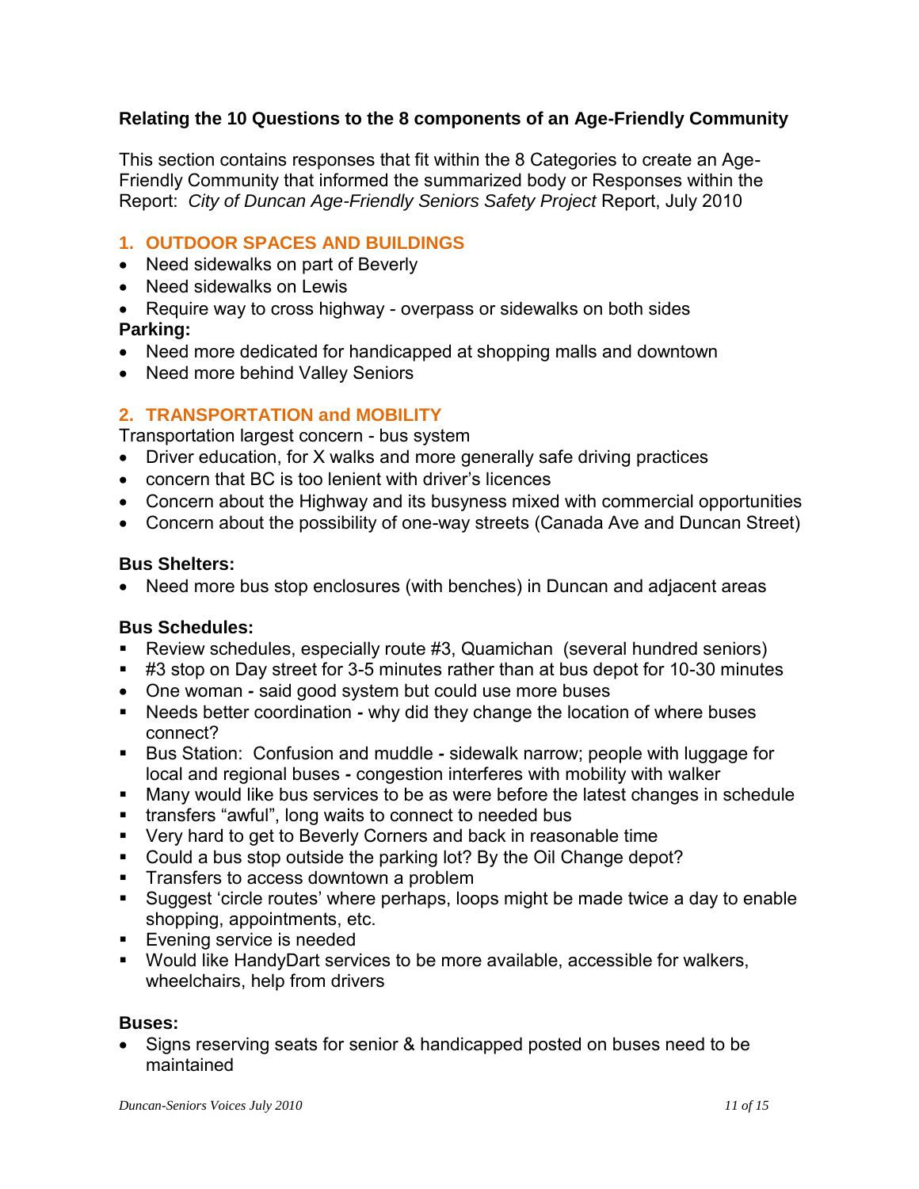**Relating the 10 Questions to the 8 components of an Age-Friendly Community**

This section contains responses that fit within the 8 Categories to create an Age-Friendly Community that informed the summarized body or Responses within the Report: *City of Duncan Age-Friendly Seniors Safety Project* Report, July 2010

## 1. OUTDOOR SPACES AND BUILDINGS

- Need sidewalks on part of Beverly
- Need sidewalks on Lewis
- Require way to cross highway - overpass or sidewalks on both sides

**Parking:**

- Need more dedicated for handicapped at shopping malls and downtown
- Need more behind Valley Seniors

## 2. TRANSPORTATION and MOBILITY

Transportation largest concern - bus system

- Driver education, for X walks and more generally safe driving practices
- concern that BC is too lenient with driver's licences
- Concern about the Highway and its busyness mixed with commercial opportunities
- Concern about the possibility of one-way streets (Canada Ave and Duncan Street)

**Bus Shelters:**

- Need more bus stop enclosures (with benches) in Duncan and adjacent areas

**Bus Schedules:**

- Review schedules, especially route #3, Quamichan (several hundred seniors)
- #3 stop on Day street for 3-5 minutes rather than at bus depot for 10-30 minutes
- One woman - said good system but could use more buses
- Needs better coordination - why did they change the location of where buses connect?
- Bus Station: Confusion and muddle - sidewalk narrow; people with luggage for local and regional buses - congestion interferes with mobility with walker
- Many would like bus services to be as were before the latest changes in schedule
- transfers "awful", long waits to connect to needed bus
- Very hard to get to Beverly Corners and back in reasonable time
- Could a bus stop outside the parking lot? By the Oil Change depot?
- Transfers to access downtown a problem
- Suggest 'circle routes' where perhaps, loops might be made twice a day to enable shopping, appointments, etc.
- Evening service is needed
- Would like HandyDart services to be more available, accessible for walkers, wheelchairs, help from drivers

**Buses:**

- Signs reserving seats for senior & handicapped posted on buses need to be maintained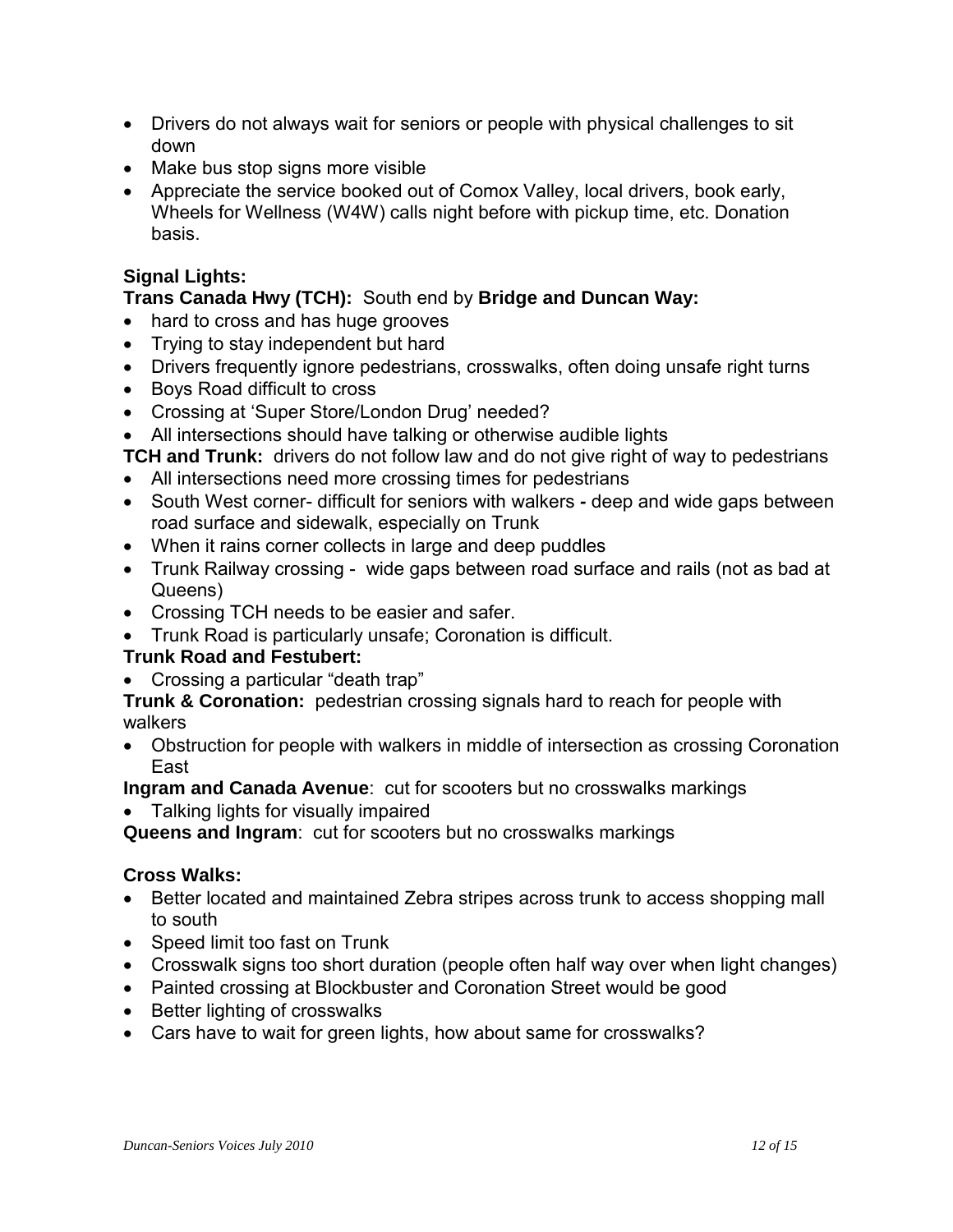- Drivers do not always wait for seniors or people with physical challenges to sit down
- Make bus stop signs more visible
- Appreciate the service booked out of Comox Valley, local drivers, book early, Wheels for Wellness (W4W) calls night before with pickup time, etc. Donation basis.

**Signal Lights:**

**Trans Canada Hwy (TCH):** South end by **Bridge and Duncan Way:**

- hard to cross and has huge grooves
- Trying to stay independent but hard
- Drivers frequently ignore pedestrians, crosswalks, often doing unsafe right turns
- Boys Road difficult to cross
- Crossing at 'Super Store/London Drug' needed?
- All intersections should have talking or otherwise audible lights

**TCH and Trunk:** drivers do not follow law and do not give right of way to pedestrians

- All intersections need more crossing times for pedestrians
- South West corner- difficult for seniors with walkers **-** deep and wide gaps between road surface and sidewalk, especially on Trunk
- When it rains corner collects in large and deep puddles
- Trunk Railway crossing - wide gaps between road surface and rails (not as bad at Queens)
- Crossing TCH needs to be easier and safer.
- Trunk Road is particularly unsafe; Coronation is difficult.

**Trunk Road and Festubert:**

- Crossing a particular "death trap"

**Trunk & Coronation:** pedestrian crossing signals hard to reach for people with walkers

- Obstruction for people with walkers in middle of intersection as crossing Coronation East

**Ingram and Canada Avenue**: cut for scooters but no crosswalks markings

- Talking lights for visually impaired

**Queens and Ingram**: cut for scooters but no crosswalks markings

**Cross Walks:**

- Better located and maintained Zebra stripes across trunk to access shopping mall to south
- Speed limit too fast on Trunk
- Crosswalk signs too short duration (people often half way over when light changes)
- Painted crossing at Blockbuster and Coronation Street would be good
- Better lighting of crosswalks
- Cars have to wait for green lights, how about same for crosswalks?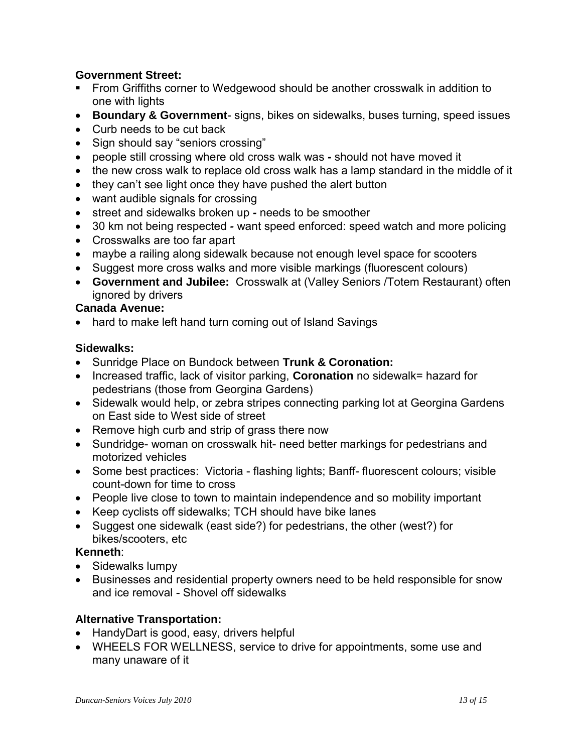**Government Street:**

- From Griffiths corner to Wedgewood should be another crosswalk in addition to one with lights
- **Boundary & Government**- signs, bikes on sidewalks, buses turning, speed issues
- Curb needs to be cut back
- Sign should say "seniors crossing"
- people still crossing where old cross walk was **-** should not have moved it
- the new cross walk to replace old cross walk has a lamp standard in the middle of it
- they can't see light once they have pushed the alert button
- want audible signals for crossing
- street and sidewalks broken up **-** needs to be smoother
- 30 km not being respected **-** want speed enforced: speed watch and more policing
- Crosswalks are too far apart
- maybe a railing along sidewalk because not enough level space for scooters
- Suggest more cross walks and more visible markings (fluorescent colours)
- **Government and Jubilee:** Crosswalk at (Valley Seniors /Totem Restaurant) often ignored by drivers

**Canada Avenue:**

- hard to make left hand turn coming out of Island Savings

**Sidewalks:**

- Sunridge Place on Bundock between **Trunk & Coronation:**
- Increased traffic, lack of visitor parking, **Coronation** no sidewalk= hazard for pedestrians (those from Georgina Gardens)
- Sidewalk would help, or zebra stripes connecting parking lot at Georgina Gardens on East side to West side of street
- Remove high curb and strip of grass there now
- Sundridge- woman on crosswalk hit- need better markings for pedestrians and motorized vehicles
- Some best practices: Victoria - flashing lights; Banff- fluorescent colours; visible count-down for time to cross
- People live close to town to maintain independence and so mobility important
- Keep cyclists off sidewalks; TCH should have bike lanes
- Suggest one sidewalk (east side?) for pedestrians, the other (west?) for bikes/scooters, etc

**Kenneth**:

- Sidewalks lumpy
- Businesses and residential property owners need to be held responsible for snow and ice removal - Shovel off sidewalks

**Alternative Transportation:**

- HandyDart is good, easy, drivers helpful
- WHEELS FOR WELLNESS, service to drive for appointments, some use and many unaware of it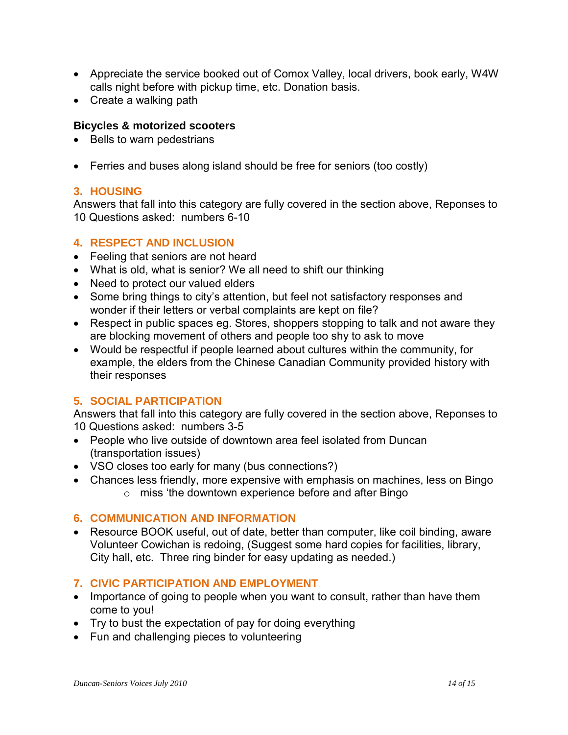- Appreciate the service booked out of Comox Valley, local drivers, book early, W4W calls night before with pickup time, etc. Donation basis.
- Create a walking path

**Bicycles & motorized scooters**

- Bells to warn pedestrians

- Ferries and buses along island should be free for seniors (too costly)

## 3. HOUSING

Answers that fall into this category are fully covered in the section above, Reponses to 10 Questions asked: numbers 6-10

## 4. RESPECT AND INCLUSION

- Feeling that seniors are not heard
- What is old, what is senior? We all need to shift our thinking
- Need to protect our valued elders
- Some bring things to city's attention, but feel not satisfactory responses and wonder if their letters or verbal complaints are kept on file?
- Respect in public spaces eg. Stores, shoppers stopping to talk and not aware they are blocking movement of others and people too shy to ask to move
- Would be respectful if people learned about cultures within the community, for example, the elders from the Chinese Canadian Community provided history with their responses

## 5. SOCIAL PARTICIPATION

Answers that fall into this category are fully covered in the section above, Reponses to 10 Questions asked: numbers 3-5

- People who live outside of downtown area feel isolated from Duncan (transportation issues)
- VSO closes too early for many (bus connections?)
- Chances less friendly, more expensive with emphasis on machines, less on Bingo
  - miss 'the downtown experience before and after Bingo

## 6. COMMUNICATION AND INFORMATION

- Resource BOOK useful, out of date, better than computer, like coil binding, aware Volunteer Cowichan is redoing, (Suggest some hard copies for facilities, library, City hall, etc. Three ring binder for easy updating as needed.)

## 7. CIVIC PARTICIPATION AND EMPLOYMENT

- Importance of going to people when you want to consult, rather than have them come to you!
- Try to bust the expectation of pay for doing everything
- Fun and challenging pieces to volunteering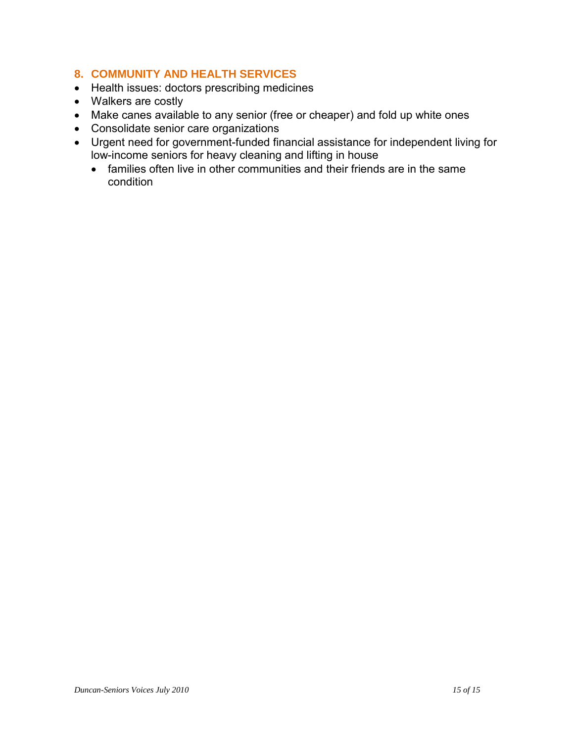## 8. COMMUNITY AND HEALTH SERVICES

- Health issues: doctors prescribing medicines
- Walkers are costly
- Make canes available to any senior (free or cheaper) and fold up white ones
- Consolidate senior care organizations
- Urgent need for government-funded financial assistance for independent living for low-income seniors for heavy cleaning and lifting in house
    - families often live in other communities and their friends are in the same condition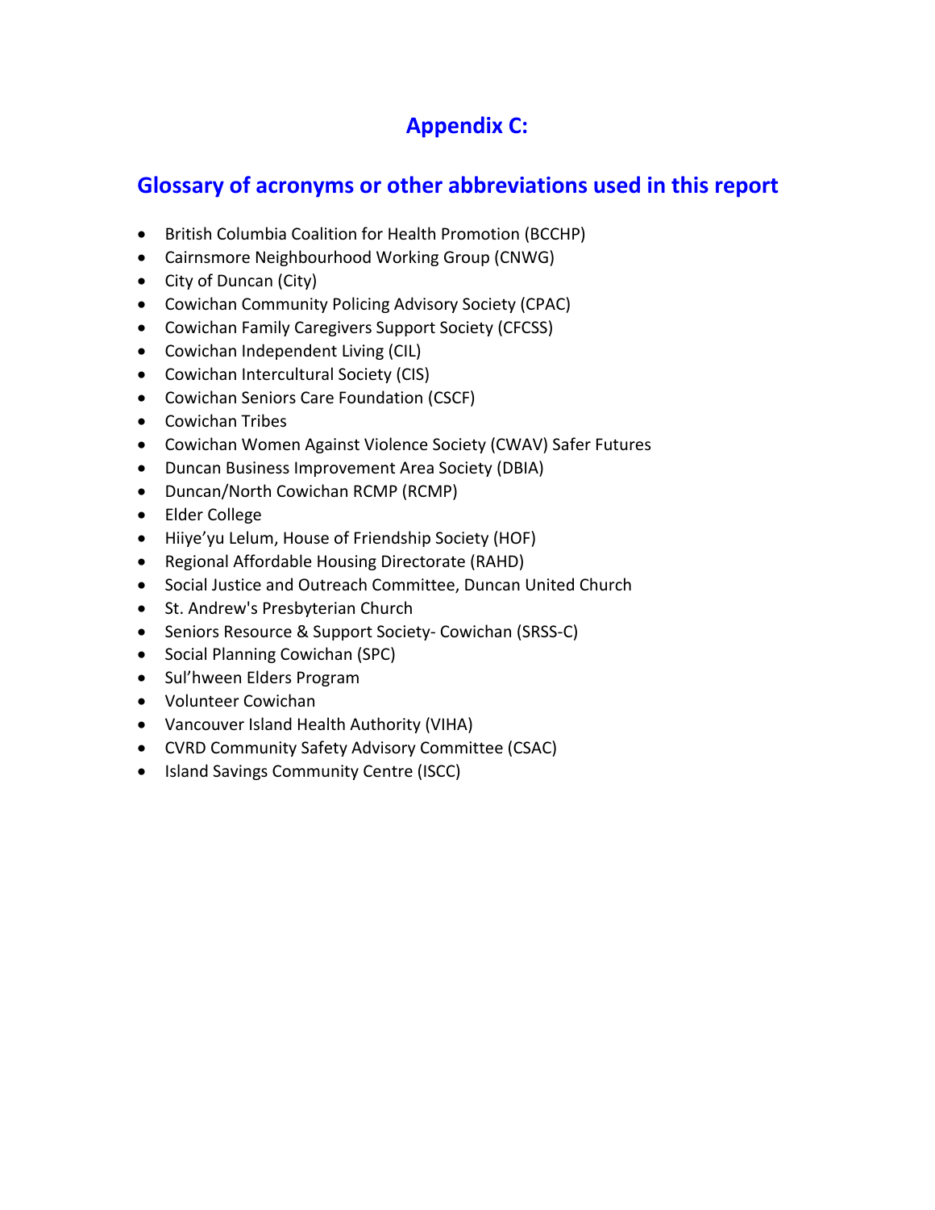# Appendix C:

## Glossary of acronyms or other abbreviations used in this report

- British Columbia Coalition for Health Promotion (BCCHP)
- Cairnsmore Neighbourhood Working Group (CNWG)
- City of Duncan (City)
- Cowichan Community Policing Advisory Society (CPAC)
- Cowichan Family Caregivers Support Society (CFCSS)
- Cowichan Independent Living (CIL)
- Cowichan Intercultural Society (CIS)
- Cowichan Seniors Care Foundation (CSCF)
- Cowichan Tribes
- Cowichan Women Against Violence Society (CWAV) Safer Futures
- Duncan Business Improvement Area Society (DBIA)
- Duncan/North Cowichan RCMP (RCMP)
- Elder College
- Hiiye'yu Lelum, House of Friendship Society (HOF)
- Regional Affordable Housing Directorate (RAHD)
- Social Justice and Outreach Committee, Duncan United Church
- St. Andrew's Presbyterian Church
- Seniors Resource & Support Society- Cowichan (SRSS-C)
- Social Planning Cowichan (SPC)
- Sul'hween Elders Program
- Volunteer Cowichan
- Vancouver Island Health Authority (VIHA)
- CVRD Community Safety Advisory Committee (CSAC)
- Island Savings Community Centre (ISCC)